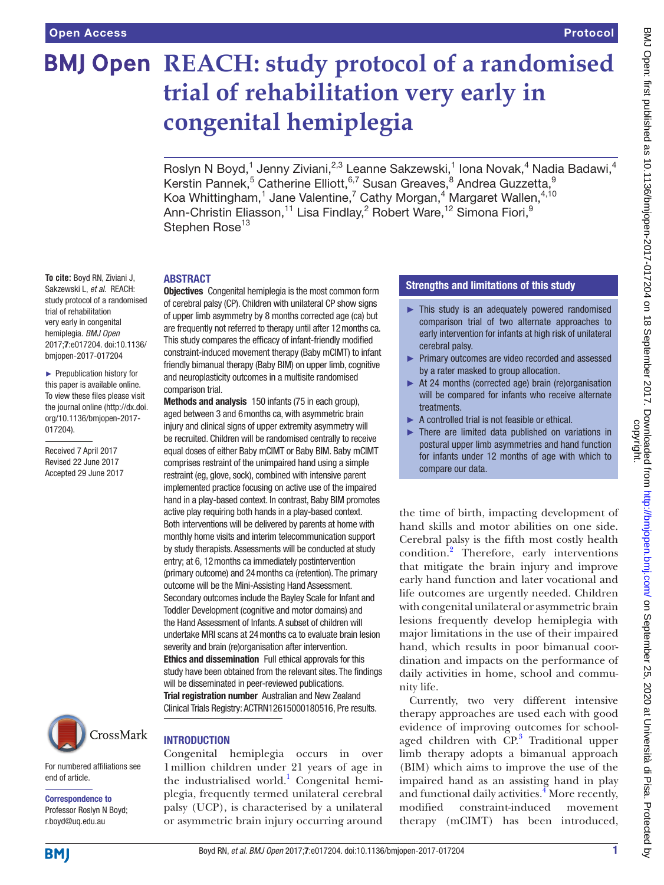Open Access

Protocol

# REACH: study protocol of a randomised trial of rehabilitation very early in congenital hemiplegia

Roslyn N Boyd,[1] Jenny Ziviani,[2,3] Leanne Sakzewski,[1] Iona Novak,[4] Nadia Badawi,[4] Kerstin Pannek,[5] Catherine Elliott,[6,7] Susan Greaves,[8] Andrea Guzzetta,[9] Koa Whittingham,[1] Jane Valentine,[7] Cathy Morgan,[4] Margaret Wallen,[4,10] Ann-Christin Eliasson,[11] Lisa Findlay,[2] Robert Ware,[12] Simona Fiori,[9] Stephen Rose[13]

**To cite:** Boyd RN, Ziviani J, Sakzewski L, *et al*. REACH: study protocol of a randomised trial of rehabilitation very early in congenital hemiplegia. *BMJ Open* 2017;**7**:e017204. doi:10.1136/bmjopen-2017-017204

► Prepublication history for this paper is available online. To view these files please visit the journal online (http://dx.doi.org/10.1136/bmjopen-2017-017204).

Received 7 April 2017
Revised 22 June 2017
Accepted 29 June 2017

## ABSTRACT

**Objectives** Congenital hemiplegia is the most common form of cerebral palsy (CP). Children with unilateral CP show signs of upper limb asymmetry by 8 months corrected age (ca) but are frequently not referred to therapy until after 12 months ca. This study compares the efficacy of infant-friendly modified constraint-induced movement therapy (Baby mCIMT) to infant friendly bimanual therapy (Baby BIM) on upper limb, cognitive and neuroplasticity outcomes in a multisite randomised comparison trial.

**Methods and analysis** 150 infants (75 in each group), aged between 3 and 6 months ca, with asymmetric brain injury and clinical signs of upper extremity asymmetry will be recruited. Children will be randomised centrally to receive equal doses of either Baby mCIMT or Baby BIM. Baby mCIMT comprises restraint of the unimpaired hand using a simple restraint (eg, glove, sock), combined with intensive parent implemented practice focusing on active use of the impaired hand in a play-based context. In contrast, Baby BIM promotes active play requiring both hands in a play-based context. Both interventions will be delivered by parents at home with monthly home visits and interim telecommunication support by study therapists. Assessments will be conducted at study entry; at 6, 12 months ca immediately postintervention (primary outcome) and 24 months ca (retention). The primary outcome will be the Mini-Assisting Hand Assessment. Secondary outcomes include the Bayley Scale for Infant and Toddler Development (cognitive and motor domains) and the Hand Assessment of Infants. A subset of children will undertake MRI scans at 24 months ca to evaluate brain lesion severity and brain (re)organisation after intervention.

**Ethics and dissemination** Full ethical approvals for this study have been obtained from the relevant sites. The findings will be disseminated in peer-reviewed publications.

**Trial registration number** Australian and New Zealand Clinical Trials Registry: ACTRN12615000180516, Pre results.

### Strengths and limitations of this study

- This study is an adequately powered randomised comparison trial of two alternate approaches to early intervention for infants at high risk of unilateral cerebral palsy.
- Primary outcomes are video recorded and assessed by a rater masked to group allocation.
- At 24 months (corrected age) brain (re)organisation will be compared for infants who receive alternate treatments.
- A controlled trial is not feasible or ethical.
- There are limited data published on variations in postural upper limb asymmetries and hand function for infants under 12 months of age with which to compare our data.

## INTRODUCTION

Congenital hemiplegia occurs in over 1 million children under 21 years of age in the industrialised world.[1] Congenital hemiplegia, frequently termed unilateral cerebral palsy (UCP), is characterised by a unilateral or asymmetric brain injury occurring around the time of birth, impacting development of hand skills and motor abilities on one side. Cerebral palsy is the fifth most costly health condition.[2] Therefore, early interventions that mitigate the brain injury and improve early hand function and later vocational and life outcomes are urgently needed. Children with congenital unilateral or asymmetric brain lesions frequently develop hemiplegia with major limitations in the use of their impaired hand, which results in poor bimanual coordination and impacts on the performance of daily activities in home, school and community life.

Currently, two very different intensive therapy approaches are used each with good evidence of improving outcomes for school-aged children with CP.[3] Traditional upper limb therapy adopts a bimanual approach (BIM) which aims to improve the use of the impaired hand as an assisting hand in play and functional daily activities.[4] More recently, modified constraint-induced movement therapy (mCIMT) has been introduced,

For numbered affiliations see end of article.

**Correspondence to**
Professor Roslyn N Boyd; r.boyd@uq.edu.au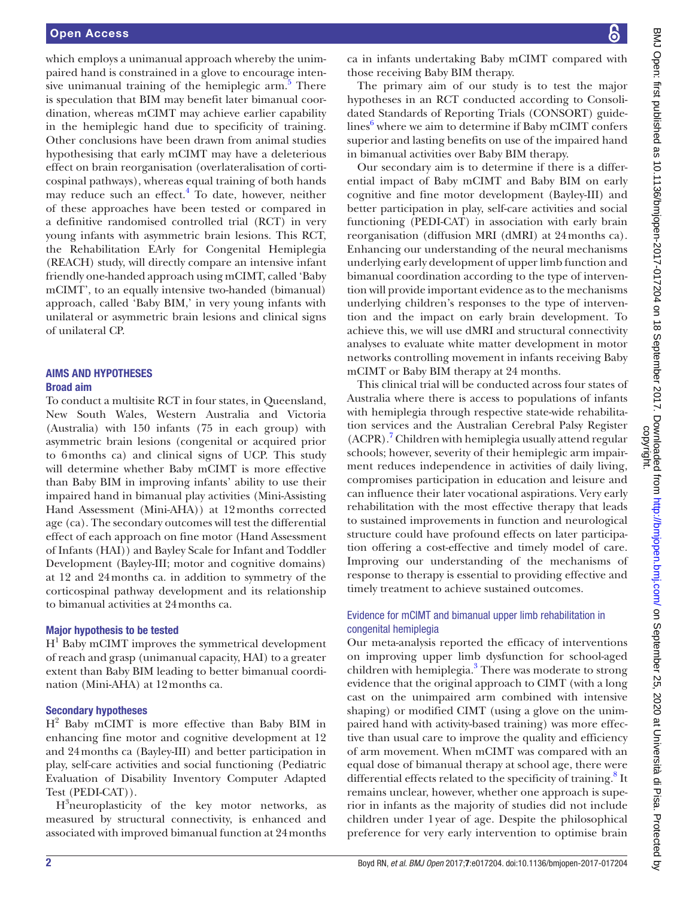which employs a unimanual approach whereby the unimpaired hand is constrained in a glove to encourage intensive unimanual training of the hemiplegic arm.[5] There is speculation that BIM may benefit later bimanual coordination, whereas mCIMT may achieve earlier capability in the hemiplegic hand due to specificity of training. Other conclusions have been drawn from animal studies hypothesising that early mCIMT may have a deleterious effect on brain reorganisation (overlateralisation of corticospinal pathways), whereas equal training of both hands may reduce such an effect.[4] To date, however, neither of these approaches have been tested or compared in a definitive randomised controlled trial (RCT) in very young infants with asymmetric brain lesions. This RCT, the Rehabilitation EArly for Congenital Hemiplegia (REACH) study, will directly compare an intensive infant friendly one-handed approach using mCIMT, called 'Baby mCIMT', to an equally intensive two-handed (bimanual) approach, called 'Baby BIM,' in very young infants with unilateral or asymmetric brain lesions and clinical signs of unilateral CP.

## AIMS AND HYPOTHESES

### Broad aim

To conduct a multisite RCT in four states, in Queensland, New South Wales, Western Australia and Victoria (Australia) with 150 infants (75 in each group) with asymmetric brain lesions (congenital or acquired prior to 6 months ca) and clinical signs of UCP. This study will determine whether Baby mCIMT is more effective than Baby BIM in improving infants' ability to use their impaired hand in bimanual play activities (Mini-Assisting Hand Assessment (Mini-AHA)) at 12 months corrected age (ca). The secondary outcomes will test the differential effect of each approach on fine motor (Hand Assessment of Infants (HAI)) and Bayley Scale for Infant and Toddler Development (Bayley-III; motor and cognitive domains) at 12 and 24 months ca. in addition to symmetry of the corticospinal pathway development and its relationship to bimanual activities at 24 months ca.

### Major hypothesis to be tested

$H^1$ Baby mCIMT improves the symmetrical development of reach and grasp (unimanual capacity, HAI) to a greater extent than Baby BIM leading to better bimanual coordination (Mini-AHA) at 12 months ca.

### Secondary hypotheses

$H^2$ Baby mCIMT is more effective than Baby BIM in enhancing fine motor and cognitive development at 12 and 24 months ca (Bayley-III) and better participation in play, self-care activities and social functioning (Pediatric Evaluation of Disability Inventory Computer Adapted Test (PEDI-CAT)).

$H^3$ neuroplasticity of the key motor networks, as measured by structural connectivity, is enhanced and associated with improved bimanual function at 24 months ca in infants undertaking Baby mCIMT compared with those receiving Baby BIM therapy.

The primary aim of our study is to test the major hypotheses in an RCT conducted according to Consolidated Standards of Reporting Trials (CONSORT) guidelines[6] where we aim to determine if Baby mCIMT confers superior and lasting benefits on use of the impaired hand in bimanual activities over Baby BIM therapy.

Our secondary aim is to determine if there is a differential impact of Baby mCIMT and Baby BIM on early cognitive and fine motor development (Bayley-III) and better participation in play, self-care activities and social functioning (PEDI-CAT) in association with early brain reorganisation (diffusion MRI (dMRI) at 24 months ca). Enhancing our understanding of the neural mechanisms underlying early development of upper limb function and bimanual coordination according to the type of intervention will provide important evidence as to the mechanisms underlying children's responses to the type of intervention and the impact on early brain development. To achieve this, we will use dMRI and structural connectivity analyses to evaluate white matter development in motor networks controlling movement in infants receiving Baby mCIMT or Baby BIM therapy at 24 months.

This clinical trial will be conducted across four states of Australia where there is access to populations of infants with hemiplegia through respective state-wide rehabilitation services and the Australian Cerebral Palsy Register (ACPR).[7] Children with hemiplegia usually attend regular schools; however, severity of their hemiplegic arm impairment reduces independence in activities of daily living, compromises participation in education and leisure and can influence their later vocational aspirations. Very early rehabilitation with the most effective therapy that leads to sustained improvements in function and neurological structure could have profound effects on later participation offering a cost-effective and timely model of care. Improving our understanding of the mechanisms of response to therapy is essential to providing effective and timely treatment to achieve sustained outcomes.

### Evidence for mCIMT and bimanual upper limb rehabilitation in congenital hemiplegia

Our meta-analysis reported the efficacy of interventions on improving upper limb dysfunction for school-aged children with hemiplegia.[3] There was moderate to strong evidence that the original approach to CIMT (with a long cast on the unimpaired arm combined with intensive shaping) or modified CIMT (using a glove on the unimpaired hand with activity-based training) was more effective than usual care to improve the quality and efficiency of arm movement. When mCIMT was compared with an equal dose of bimanual therapy at school age, there were differential effects related to the specificity of training.[8] It remains unclear, however, whether one approach is superior in infants as the majority of studies did not include children under 1 year of age. Despite the philosophical preference for very early intervention to optimise brain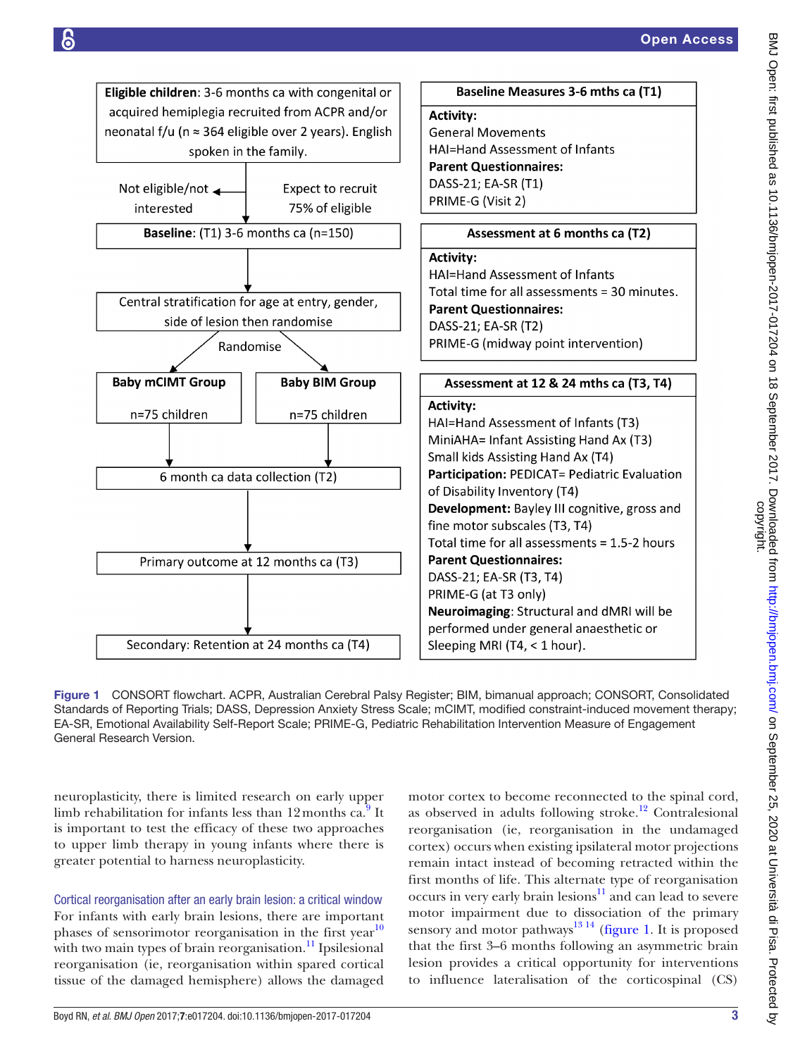**Eligible children**: 3-6 months ca with congenital or acquired hemiplegia recruited from ACPR and/or neonatal f/u (n ≈ 364 eligible over 2 years). English spoken in the family.

Not eligible/not interested

Expect to recruit 75% of eligible

**Baseline**: (T1) 3-6 months ca (n=150)

Central stratification for age at entry, gender, side of lesion then randomise

Randomise

**Baby mCIMT Group**

n=75 children

**Baby BIM Group**

n=75 children

6 month ca data collection (T2)

Primary outcome at 12 months ca (T3)

Secondary: Retention at 24 months ca (T4)

**Baseline Measures 3-6 mths ca (T1)**

**Activity:**
General Movements
HAI=Hand Assessment of Infants
**Parent Questionnaires:**
DASS-21; EA-SR (T1)
PRIME-G (Visit 2)

**Assessment at 6 months ca (T2)**

**Activity:**
HAI=Hand Assessment of Infants
Total time for all assessments = 30 minutes.
**Parent Questionnaires:**
DASS-21; EA-SR (T2)
PRIME-G (midway point intervention)

**Assessment at 12 & 24 mths ca (T3, T4)**

**Activity:**
HAI=Hand Assessment of Infants (T3)
MiniAHA= Infant Assisting Hand Ax (T3)
Small kids Assisting Hand Ax (T4)
**Participation:** PEDICAT= Pediatric Evaluation of Disability Inventory (T4)
**Development:** Bayley III cognitive, gross and fine motor subscales (T3, T4)
Total time for all assessments = 1.5-2 hours
**Parent Questionnaires:**
DASS-21; EA-SR (T3, T4)
PRIME-G (at T3 only)
**Neuroimaging**: Structural and dMRI will be performed under general anaesthetic or Sleeping MRI (T4, < 1 hour).

**Figure 1** CONSORT flowchart. ACPR, Australian Cerebral Palsy Register; BIM, bimanual approach; CONSORT, Consolidated Standards of Reporting Trials; DASS, Depression Anxiety Stress Scale; mCIMT, modified constraint-induced movement therapy; EA-SR, Emotional Availability Self-Report Scale; PRIME-G, Pediatric Rehabilitation Intervention Measure of Engagement General Research Version.

neuroplasticity, there is limited research on early upper limb rehabilitation for infants less than 12 months ca.[9] It is important to test the efficacy of these two approaches to upper limb therapy in young infants where there is greater potential to harness neuroplasticity.

## Cortical reorganisation after an early brain lesion: a critical window

For infants with early brain lesions, there are important phases of sensorimotor reorganisation in the first year[10] with two main types of brain reorganisation.[11] Ipsilesional reorganisation (ie, reorganisation within spared cortical tissue of the damaged hemisphere) allows the damaged motor cortex to become reconnected to the spinal cord, as observed in adults following stroke.[12] Contralesional reorganisation (ie, reorganisation in the undamaged cortex) occurs when existing ipsilateral motor projections remain intact instead of becoming retracted within the first months of life. This alternate type of reorganisation occurs in very early brain lesions[11] and can lead to severe motor impairment due to dissociation of the primary sensory and motor pathways[13 14] (figure 1. It is proposed that the first 3–6 months following an asymmetric brain lesion provides a critical opportunity for interventions to influence lateralisation of the corticospinal (CS)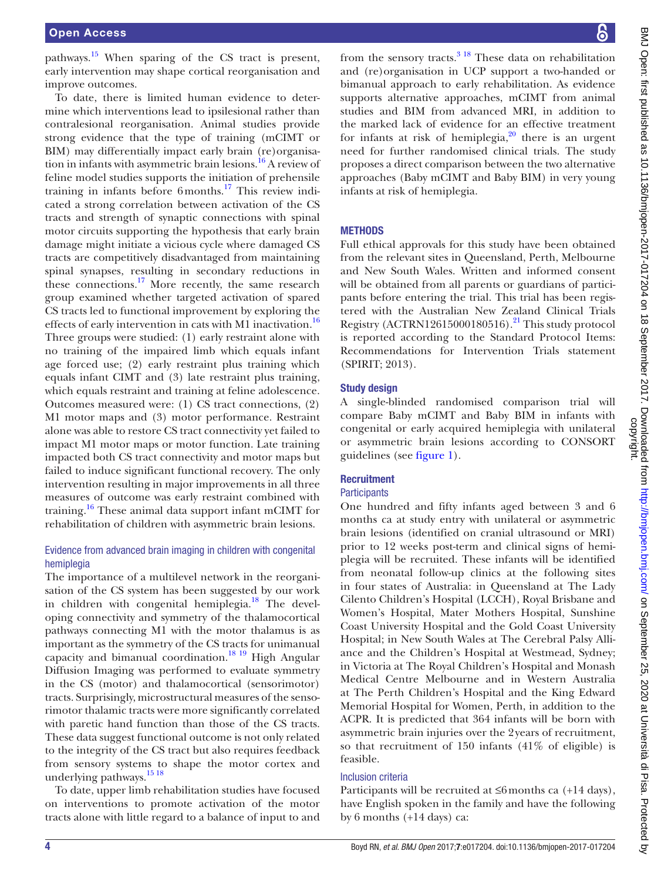pathways.[15] When sparing of the CS tract is present, early intervention may shape cortical reorganisation and improve outcomes.

To date, there is limited human evidence to determine which interventions lead to ipsilesional rather than contralesional reorganisation. Animal studies provide strong evidence that the type of training (mCIMT or BIM) may differentially impact early brain (re)organisation in infants with asymmetric brain lesions.[16] A review of feline model studies supports the initiation of prehensile training in infants before 6 months.[17] This review indicated a strong correlation between activation of the CS tracts and strength of synaptic connections with spinal motor circuits supporting the hypothesis that early brain damage might initiate a vicious cycle where damaged CS tracts are competitively disadvantaged from maintaining spinal synapses, resulting in secondary reductions in these connections.[17] More recently, the same research group examined whether targeted activation of spared CS tracts led to functional improvement by exploring the effects of early intervention in cats with M1 inactivation.[16] Three groups were studied: (1) early restraint alone with no training of the impaired limb which equals infant age forced use; (2) early restraint plus training which equals infant CIMT and (3) late restraint plus training, which equals restraint and training at feline adolescence. Outcomes measured were: (1) CS tract connections, (2) M1 motor maps and (3) motor performance. Restraint alone was able to restore CS tract connectivity yet failed to impact M1 motor maps or motor function. Late training impacted both CS tract connectivity and motor maps but failed to induce significant functional recovery. The only intervention resulting in major improvements in all three measures of outcome was early restraint combined with training.[16] These animal data support infant mCIMT for rehabilitation of children with asymmetric brain lesions.

### Evidence from advanced brain imaging in children with congenital hemiplegia

The importance of a multilevel network in the reorganisation of the CS system has been suggested by our work in children with congenital hemiplegia.[18] The developing connectivity and symmetry of the thalamocortical pathways connecting M1 with the motor thalamus is as important as the symmetry of the CS tracts for unimanual capacity and bimanual coordination.[18 19] High Angular Diffusion Imaging was performed to evaluate symmetry in the CS (motor) and thalamocortical (sensorimotor) tracts. Surprisingly, microstructural measures of the sensorimotor thalamic tracts were more significantly correlated with paretic hand function than those of the CS tracts. These data suggest functional outcome is not only related to the integrity of the CS tract but also requires feedback from sensory systems to shape the motor cortex and underlying pathways.[15 18]

To date, upper limb rehabilitation studies have focused on interventions to promote activation of the motor tracts alone with little regard to a balance of input to and from the sensory tracts.[3 18] These data on rehabilitation and (re)organisation in UCP support a two-handed or bimanual approach to early rehabilitation. As evidence supports alternative approaches, mCIMT from animal studies and BIM from advanced MRI, in addition to the marked lack of evidence for an effective treatment for infants at risk of hemiplegia,[20] there is an urgent need for further randomised clinical trials. The study proposes a direct comparison between the two alternative approaches (Baby mCIMT and Baby BIM) in very young infants at risk of hemiplegia.

## METHODS

Full ethical approvals for this study have been obtained from the relevant sites in Queensland, Perth, Melbourne and New South Wales. Written and informed consent will be obtained from all parents or guardians of participants before entering the trial. This trial has been registered with the Australian New Zealand Clinical Trials Registry (ACTRN12615000180516).[21] This study protocol is reported according to the Standard Protocol Items: Recommendations for Intervention Trials statement (SPIRIT; 2013).

### Study design

A single-blinded randomised comparison trial will compare Baby mCIMT and Baby BIM in infants with congenital or early acquired hemiplegia with unilateral or asymmetric brain lesions according to CONSORT guidelines (see figure 1).

### Recruitment

#### Participants

One hundred and fifty infants aged between 3 and 6 months ca at study entry with unilateral or asymmetric brain lesions (identified on cranial ultrasound or MRI) prior to 12 weeks post-term and clinical signs of hemiplegia will be recruited. These infants will be identified from neonatal follow-up clinics at the following sites in four states of Australia: in Queensland at The Lady Cilento Children's Hospital (LCCH), Royal Brisbane and Women's Hospital, Mater Mothers Hospital, Sunshine Coast University Hospital and the Gold Coast University Hospital; in New South Wales at The Cerebral Palsy Alliance and the Children's Hospital at Westmead, Sydney; in Victoria at The Royal Children's Hospital and Monash Medical Centre Melbourne and in Western Australia at The Perth Children's Hospital and the King Edward Memorial Hospital for Women, Perth, in addition to the ACPR. It is predicted that 364 infants will be born with asymmetric brain injuries over the 2 years of recruitment, so that recruitment of 150 infants (41% of eligible) is feasible.

#### Inclusion criteria

Participants will be recruited at ≤6 months ca (+14 days), have English spoken in the family and have the following by 6 months (+14 days) ca: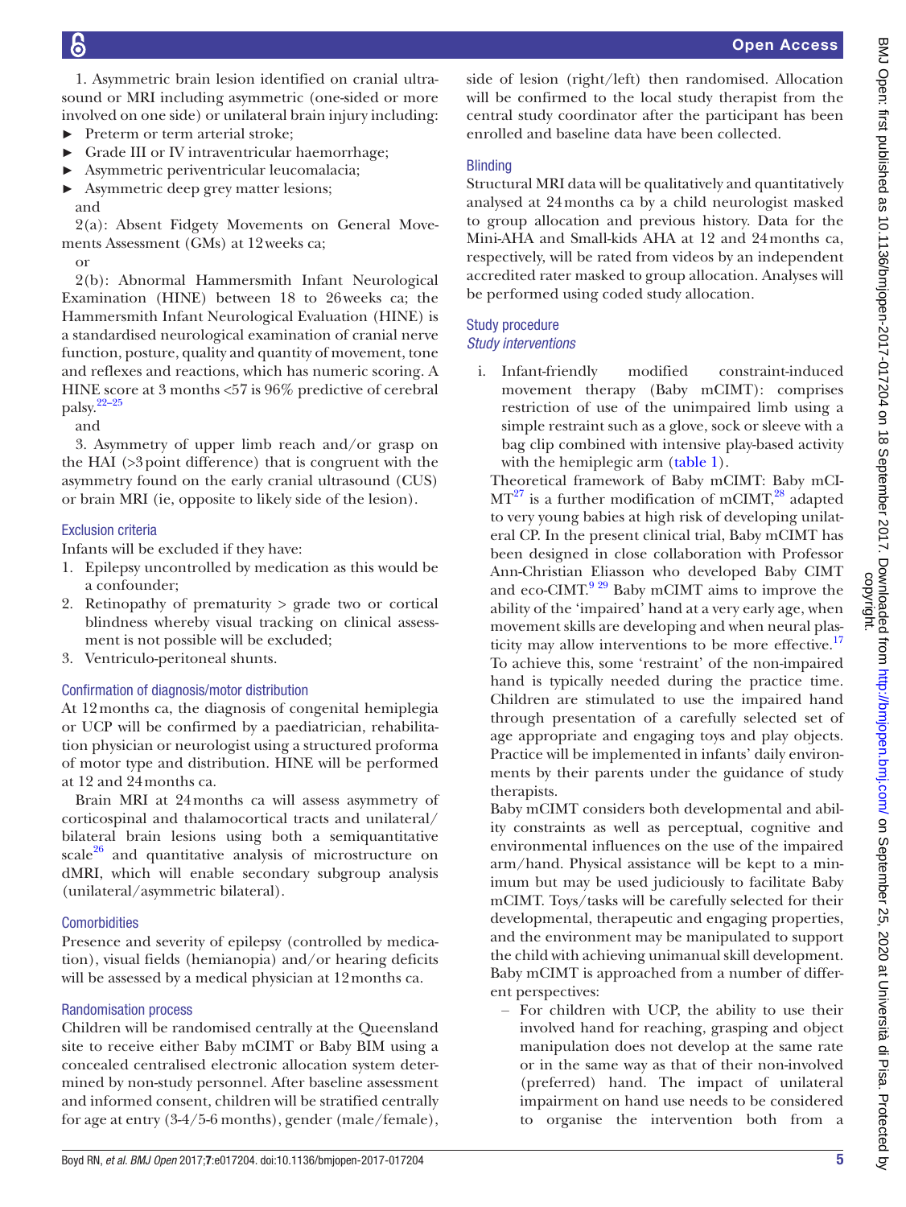1. Asymmetric brain lesion identified on cranial ultrasound or MRI including asymmetric (one-sided or more involved on one side) or unilateral brain injury including:

- Preterm or term arterial stroke;
- Grade III or IV intraventricular haemorrhage;
- Asymmetric periventricular leucomalacia;
- Asymmetric deep grey matter lesions;

and

2(a): Absent Fidgety Movements on General Movements Assessment (GMs) at 12 weeks ca;

or

2(b): Abnormal Hammersmith Infant Neurological Examination (HINE) between 18 to 26 weeks ca; the Hammersmith Infant Neurological Evaluation (HINE) is a standardised neurological examination of cranial nerve function, posture, quality and quantity of movement, tone and reflexes and reactions, which has numeric scoring. A HINE score at 3 months <57 is 96% predictive of cerebral palsy.[22–25]

and

3. Asymmetry of upper limb reach and/or grasp on the HAI (>3 point difference) that is congruent with the asymmetry found on the early cranial ultrasound (CUS) or brain MRI (ie, opposite to likely side of the lesion).

### Exclusion criteria

Infants will be excluded if they have:

1. Epilepsy uncontrolled by medication as this would be a confounder;
2. Retinopathy of prematurity > grade two or cortical blindness whereby visual tracking on clinical assessment is not possible will be excluded;
3. Ventriculo-peritoneal shunts.

### Confirmation of diagnosis/motor distribution

At 12 months ca, the diagnosis of congenital hemiplegia or UCP will be confirmed by a paediatrician, rehabilitation physician or neurologist using a structured proforma of motor type and distribution. HINE will be performed at 12 and 24 months ca.

Brain MRI at 24 months ca will assess asymmetry of corticospinal and thalamocortical tracts and unilateral/bilateral brain lesions using both a semiquantitative scale[26] and quantitative analysis of microstructure on dMRI, which will enable secondary subgroup analysis (unilateral/asymmetric bilateral).

### Comorbidities

Presence and severity of epilepsy (controlled by medication), visual fields (hemianopia) and/or hearing deficits will be assessed by a medical physician at 12 months ca.

### Randomisation process

Children will be randomised centrally at the Queensland site to receive either Baby mCIMT or Baby BIM using a concealed centralised electronic allocation system determined by non-study personnel. After baseline assessment and informed consent, children will be stratified centrally for age at entry (3-4/5-6 months), gender (male/female), side of lesion (right/left) then randomised. Allocation will be confirmed to the local study therapist from the central study coordinator after the participant has been enrolled and baseline data have been collected.

### Blinding

Structural MRI data will be qualitatively and quantitatively analysed at 24 months ca by a child neurologist masked to group allocation and previous history. Data for the Mini-AHA and Small-kids AHA at 12 and 24 months ca, respectively, will be rated from videos by an independent accredited rater masked to group allocation. Analyses will be performed using coded study allocation.

### Study procedure

#### *Study interventions*

i. Infant-friendly modified constraint-induced movement therapy (Baby mCIMT): comprises restriction of use of the unimpaired limb using a simple restraint such as a glove, sock or sleeve with a bag clip combined with intensive play-based activity with the hemiplegic arm (table 1).

Theoretical framework of Baby mCIMT: Baby mCIMT[27] is a further modification of mCIMT,[28] adapted to very young babies at high risk of developing unilateral CP. In the present clinical trial, Baby mCIMT has been designed in close collaboration with Professor Ann-Christian Eliasson who developed Baby CIMT and eco-CIMT.[9 29] Baby mCIMT aims to improve the ability of the 'impaired' hand at a very early age, when movement skills are developing and when neural plasticity may allow interventions to be more effective.[17] To achieve this, some 'restraint' of the non-impaired hand is typically needed during the practice time. Children are stimulated to use the impaired hand through presentation of a carefully selected set of age appropriate and engaging toys and play objects. Practice will be implemented in infants' daily environments by their parents under the guidance of study therapists.

Baby mCIMT considers both developmental and ability constraints as well as perceptual, cognitive and environmental influences on the use of the impaired arm/hand. Physical assistance will be kept to a minimum but may be used judiciously to facilitate Baby mCIMT. Toys/tasks will be carefully selected for their developmental, therapeutic and engaging properties, and the environment may be manipulated to support the child with achieving unimanual skill development. Baby mCIMT is approached from a number of different perspectives:

– For children with UCP, the ability to use their involved hand for reaching, grasping and object manipulation does not develop at the same rate or in the same way as that of their non-involved (preferred) hand. The impact of unilateral impairment on hand use needs to be considered to organise the intervention both from a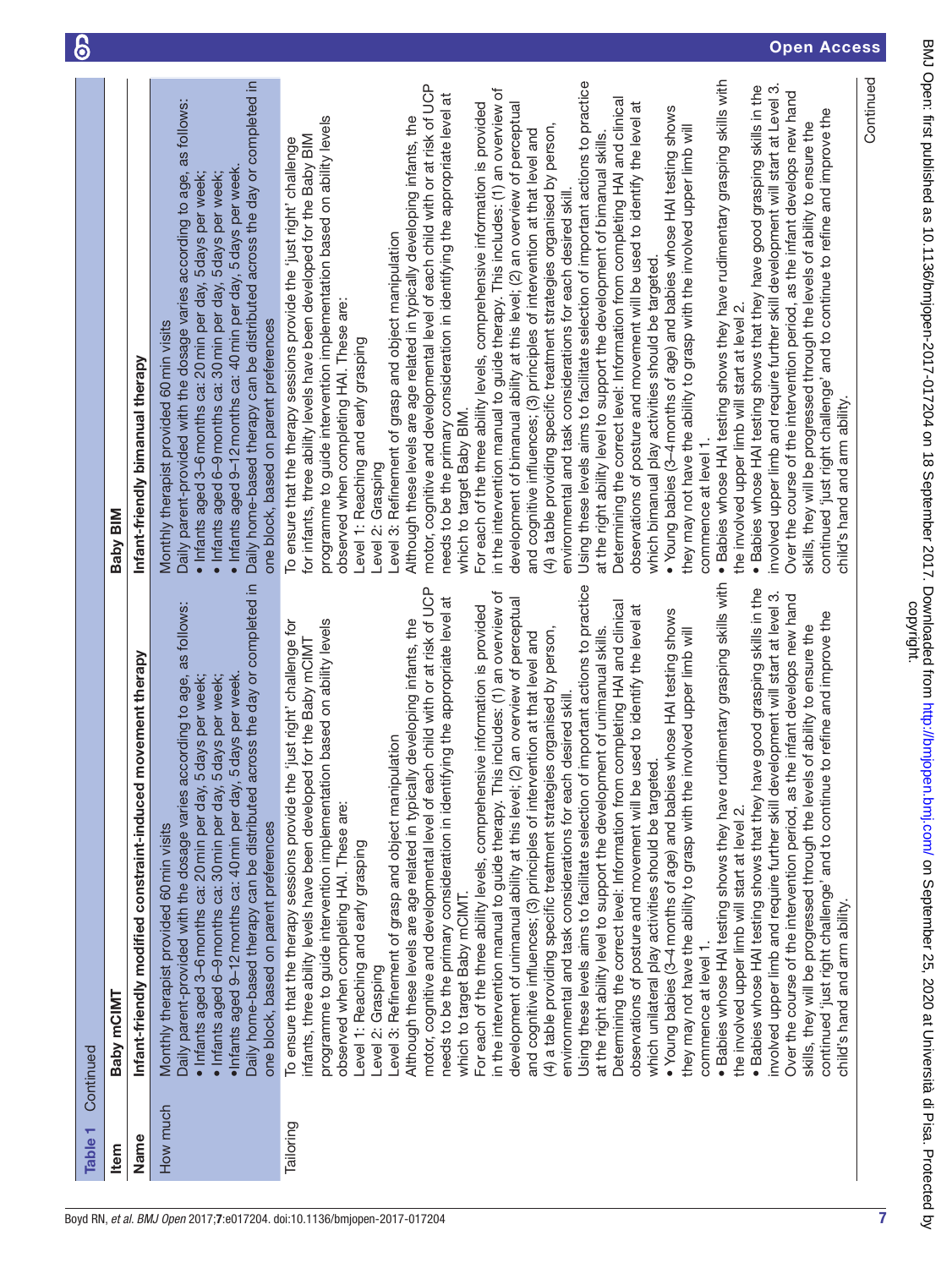**Table 1** Continued

| Item | Baby mCIMT | Baby BIM |
|---|---|---|
| Name | Infant-friendly modified constraint-induced movement therapy | Infant-friendly bimanual therapy |
| How much | Monthly therapist provided 60 min visits<br>Daily parent-provided with the dosage varies according to age, as follows:<br>• Infants aged 3–6 months ca: 20 min per day, 5 days per week;<br>• Infants aged 6–9 months ca: 30 min per day, 5 days per week;<br>• Infants aged 9–12 months ca: 40 min per day, 5 days per week.<br>Daily home-based therapy can be distributed across the day or completed in one block, based on parent preferences | Monthly therapist provided 60 min visits<br>Daily parent-provided with the dosage varies according to age, as follows:<br>• Infants aged 3–6 months ca: 20 min per day, 5 days per week;<br>• Infants aged 6–9 months ca: 30 min per day, 5 days per week;<br>• Infants aged 9–12 months ca: 40 min per day, 5 days per week.<br>Daily home-based therapy can be distributed across the day or completed in one block, based on parent preferences |
| Tailoring | To ensure that the therapy sessions provide the 'just right' challenge for infants, three ability levels have been developed for the Baby mCIMT programme to guide intervention implementation based on ability levels observed when completing HAI. These are:<br>Level 1: Reaching and early grasping<br>Level 2: Grasping<br>Level 3: Refinement of grasp and object manipulation<br>Although these levels are age related in typically developing infants, the motor, cognitive and developmental level of each child with or at risk of UCP needs to be the primary consideration in identifying the appropriate level at which to target Baby mCIMT.<br>For each of the three ability levels, comprehensive information is provided in the intervention manual to guide therapy. This includes: (1) an overview of development of unimanual ability at this level; (2) an overview of perceptual and cognitive influences; (3) principles of intervention at that level and (4) a table providing specific treatment strategies organised by person, environmental and task considerations for each desired skill.<br>Using these levels aims to facilitate selection of important actions to practice at the right ability level to support the development of unimanual skills.<br>Determining the correct level: Information from completing HAI and clinical observations of posture and movement will be used to identify the level at which unilateral play activities should be targeted.<br>• Young babies (3–4 months of age) and babies whose HAI testing shows they may not have the ability to grasp with the involved upper limb will commence at level 1.<br>• Babies whose HAI testing shows they have rudimentary grasping skills with the involved upper limb will start at level 2.<br>• Babies whose HAI testing shows that they have good grasping skills in the involved upper limb and require further skill development will start at Level 3.<br>Over the course of the intervention period, as the infant develops new hand skills, they will be progressed through the levels of ability to ensure the continued 'just right challenge' and to continue to refine and improve the child's hand and arm ability. | To ensure that the therapy sessions provide the 'just right' challenge for infants, three ability levels have been developed for the Baby BIM programme to guide intervention implementation based on ability levels observed when completing HAI. These are:<br>Level 1: Reaching and early grasping<br>Level 2: Grasping<br>Level 3: Refinement of grasp and object manipulation<br>Although these levels are age related in typically developing infants, the motor, cognitive and developmental level of each child with or at risk of UCP needs to be the primary consideration in identifying the appropriate level at which to target Baby BIM.<br>For each of the three ability levels, comprehensive information is provided in the intervention manual to guide therapy. This includes: (1) an overview of development of bimanual ability at this level; (2) an overview of perceptual and cognitive influences; (3) principles of intervention at that level and (4) a table providing specific treatment strategies organised by person, environmental and task considerations for each desired skill.<br>Using these levels aims to facilitate selection of important actions to practice at the right ability level to support the development of bimanual skills.<br>Determining the correct level: Information from completing HAI and clinical observations of posture and movement will be used to identify the level at which bimanual play activities should be targeted.<br>• Young babies (3–4 months of age) and babies whose HAI testing shows they may not have the ability to grasp with the involved upper limb will commence at level 1.<br>• Babies whose HAI testing shows they have rudimentary grasping skills with the involved upper limb will start at level 2.<br>• Babies whose HAI testing shows that they have good grasping skills in the involved upper limb and require further skill development will start at Level 3.<br>Over the course of the intervention period, as the infant develops new hand skills, they will be progressed through the levels of ability to ensure the continued 'just right challenge' and to continue to refine and improve the child's hand and arm ability. |

Continued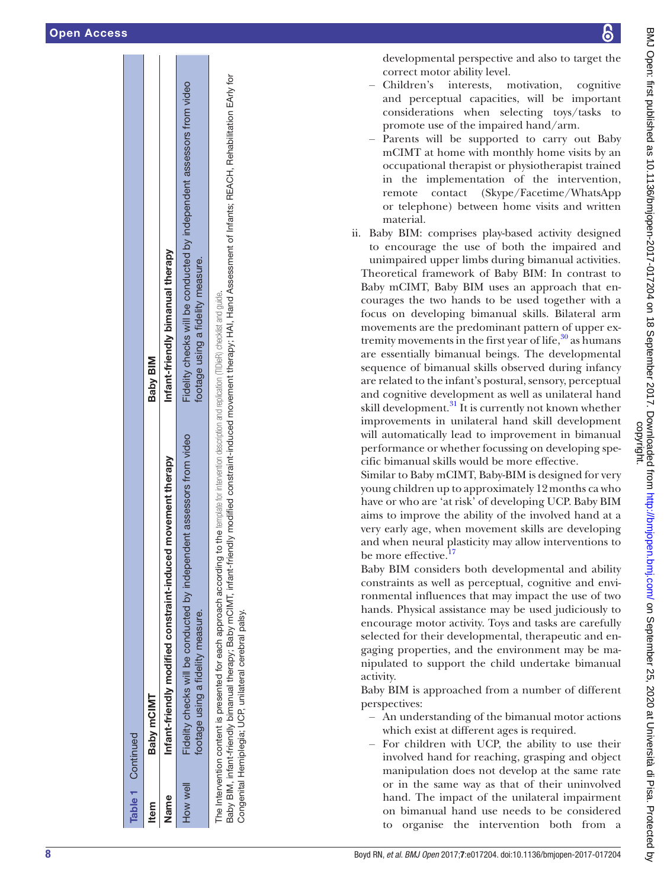Table 1 Continued

| Item | Baby mCIMT | Baby BIM |
|---|---|---|
| Name | Infant-friendly modified constraint-induced movement therapy | Infant-friendly bimanual therapy |
| How well | Fidelity checks will be conducted by independent assessors from video footage using a fidelity measure. | Fidelity checks will be conducted by independent assessors from video footage using a fidelity measure. |

The Intervention content is presented for each approach according to the template for intervention description and replication (TIDieR) checklist and guide.

Baby BIM, infant-friendly bimanual therapy; Baby mCIMT, infant-friendly modified constraint-induced movement therapy; HAI, Hand Assessment of Infants; REACH, Rehabilitation EArly for Congenital Hemiplegia; UCP, unilateral cerebral palsy.

developmental perspective and also to target the correct motor ability level.

- Children's interests, motivation, cognitive and perceptual capacities, will be important considerations when selecting toys/tasks to promote use of the impaired hand/arm.
- Parents will be supported to carry out Baby mCIMT at home with monthly home visits by an occupational therapist or physiotherapist trained in the implementation of the intervention, remote contact (Skype/Facetime/WhatsApp or telephone) between home visits and written material.

ii. Baby BIM: comprises play-based activity designed to encourage the use of both the impaired and unimpaired upper limbs during bimanual activities.

Theoretical framework of Baby BIM: In contrast to Baby mCIMT, Baby BIM uses an approach that encourages the two hands to be used together with a focus on developing bimanual skills. Bilateral arm movements are the predominant pattern of upper extremity movements in the first year of life,[30] as humans are essentially bimanual beings. The developmental sequence of bimanual skills observed during infancy are related to the infant's postural, sensory, perceptual and cognitive development as well as unilateral hand skill development.[31] It is currently not known whether improvements in unilateral hand skill development will automatically lead to improvement in bimanual performance or whether focussing on developing specific bimanual skills would be more effective.

Similar to Baby mCIMT, Baby-BIM is designed for very young children up to approximately 12 months ca who have or who are 'at risk' of developing UCP. Baby BIM aims to improve the ability of the involved hand at a very early age, when movement skills are developing and when neural plasticity may allow interventions to be more effective.[17]

Baby BIM considers both developmental and ability constraints as well as perceptual, cognitive and environmental influences that may impact the use of two hands. Physical assistance may be used judiciously to encourage motor activity. Toys and tasks are carefully selected for their developmental, therapeutic and engaging properties, and the environment may be manipulated to support the child undertake bimanual activity.

Baby BIM is approached from a number of different perspectives:

- An understanding of the bimanual motor actions which exist at different ages is required.
- For children with UCP, the ability to use their involved hand for reaching, grasping and object manipulation does not develop at the same rate or in the same way as that of their uninvolved hand. The impact of the unilateral impairment on bimanual hand use needs to be considered to organise the intervention both from a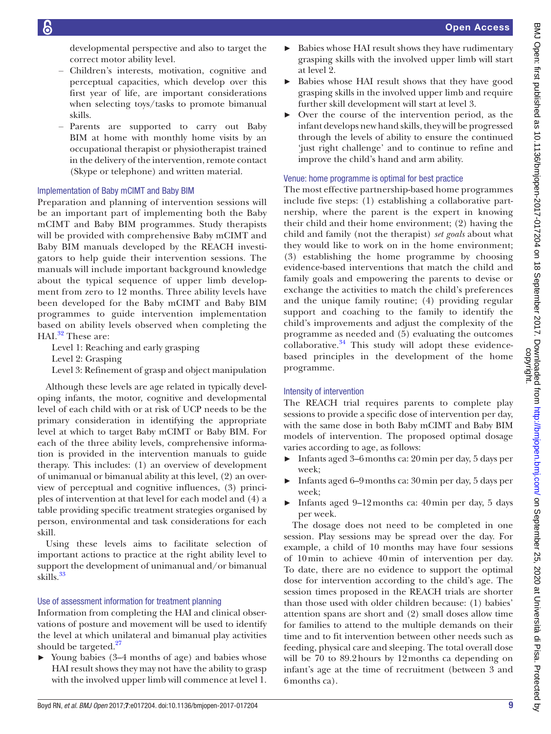developmental perspective and also to target the correct motor ability level.

- Children's interests, motivation, cognitive and perceptual capacities, which develop over this first year of life, are important considerations when selecting toys/tasks to promote bimanual skills.
- Parents are supported to carry out Baby BIM at home with monthly home visits by an occupational therapist or physiotherapist trained in the delivery of the intervention, remote contact (Skype or telephone) and written material.

### Implementation of Baby mCIMT and Baby BIM

Preparation and planning of intervention sessions will be an important part of implementing both the Baby mCIMT and Baby BIM programmes. Study therapists will be provided with comprehensive Baby mCIMT and Baby BIM manuals developed by the REACH investigators to help guide their intervention sessions. The manuals will include important background knowledge about the typical sequence of upper limb development from zero to 12 months. Three ability levels have been developed for the Baby mCIMT and Baby BIM programmes to guide intervention implementation based on ability levels observed when completing the HAI.[32] These are:

Level 1: Reaching and early grasping
Level 2: Grasping
Level 3: Refinement of grasp and object manipulation

Although these levels are age related in typically developing infants, the motor, cognitive and developmental level of each child with or at risk of UCP needs to be the primary consideration in identifying the appropriate level at which to target Baby mCIMT or Baby BIM. For each of the three ability levels, comprehensive information is provided in the intervention manuals to guide therapy. This includes: (1) an overview of development of unimanual or bimanual ability at this level, (2) an overview of perceptual and cognitive influences, (3) principles of intervention at that level for each model and (4) a table providing specific treatment strategies organised by person, environmental and task considerations for each skill.

Using these levels aims to facilitate selection of important actions to practice at the right ability level to support the development of unimanual and/or bimanual skills.[33]

### Use of assessment information for treatment planning

Information from completing the HAI and clinical observations of posture and movement will be used to identify the level at which unilateral and bimanual play activities should be targeted.[27]

- Young babies (3–4 months of age) and babies whose HAI result shows they may not have the ability to grasp with the involved upper limb will commence at level 1.
- Babies whose HAI result shows they have rudimentary grasping skills with the involved upper limb will start at level 2.
- Babies whose HAI result shows that they have good grasping skills in the involved upper limb and require further skill development will start at level 3.
- Over the course of the intervention period, as the infant develops new hand skills, they will be progressed through the levels of ability to ensure the continued 'just right challenge' and to continue to refine and improve the child's hand and arm ability.

### Venue: home programme is optimal for best practice

The most effective partnership-based home programmes include five steps: (1) establishing a collaborative partnership, where the parent is the expert in knowing their child and their home environment; (2) having the child and family (not the therapist) *set goals* about what they would like to work on in the home environment; (3) establishing the home programme by choosing evidence-based interventions that match the child and family goals and empowering the parents to devise or exchange the activities to match the child's preferences and the unique family routine; (4) providing regular support and coaching to the family to identify the child's improvements and adjust the complexity of the programme as needed and (5) evaluating the outcomes collaborative.[34] This study will adopt these evidence-based principles in the development of the home programme.

### Intensity of intervention

The REACH trial requires parents to complete play sessions to provide a specific dose of intervention per day, with the same dose in both Baby mCIMT and Baby BIM models of intervention. The proposed optimal dosage varies according to age, as follows:

- Infants aged 3–6 months ca: 20 min per day, 5 days per week;
- Infants aged 6–9 months ca: 30 min per day, 5 days per week;
- Infants aged 9–12 months ca: 40 min per day, 5 days per week.

The dosage does not need to be completed in one session. Play sessions may be spread over the day. For example, a child of 10 months may have four sessions of 10 min to achieve 40 min of intervention per day. To date, there are no evidence to support the optimal dose for intervention according to the child's age. The session times proposed in the REACH trials are shorter than those used with older children because: (1) babies' attention spans are short and (2) small doses allow time for families to attend to the multiple demands on their time and to fit intervention between other needs such as feeding, physical care and sleeping. The total overall dose will be 70 to 89.2 hours by 12 months ca depending on infant's age at the time of recruitment (between 3 and 6 months ca).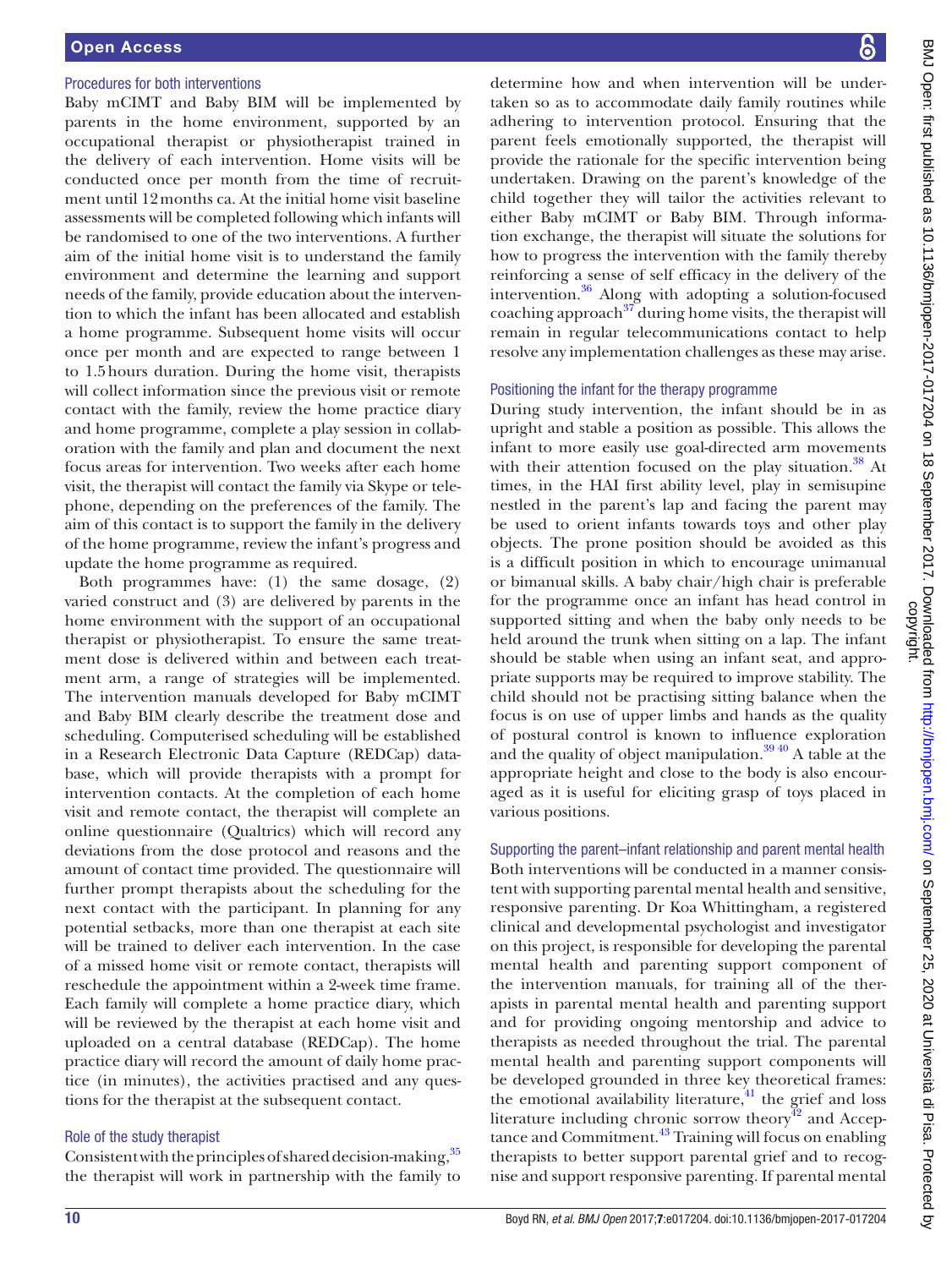### Procedures for both interventions

Baby mCIMT and Baby BIM will be implemented by parents in the home environment, supported by an occupational therapist or physiotherapist trained in the delivery of each intervention. Home visits will be conducted once per month from the time of recruitment until 12 months ca. At the initial home visit baseline assessments will be completed following which infants will be randomised to one of the two interventions. A further aim of the initial home visit is to understand the family environment and determine the learning and support needs of the family, provide education about the intervention to which the infant has been allocated and establish a home programme. Subsequent home visits will occur once per month and are expected to range between 1 to 1.5 hours duration. During the home visit, therapists will collect information since the previous visit or remote contact with the family, review the home practice diary and home programme, complete a play session in collaboration with the family and plan and document the next focus areas for intervention. Two weeks after each home visit, the therapist will contact the family via Skype or telephone, depending on the preferences of the family. The aim of this contact is to support the family in the delivery of the home programme, review the infant's progress and update the home programme as required.

Both programmes have: (1) the same dosage, (2) varied construct and (3) are delivered by parents in the home environment with the support of an occupational therapist or physiotherapist. To ensure the same treatment dose is delivered within and between each treatment arm, a range of strategies will be implemented. The intervention manuals developed for Baby mCIMT and Baby BIM clearly describe the treatment dose and scheduling. Computerised scheduling will be established in a Research Electronic Data Capture (REDCap) database, which will provide therapists with a prompt for intervention contacts. At the completion of each home visit and remote contact, the therapist will complete an online questionnaire (Qualtrics) which will record any deviations from the dose protocol and reasons and the amount of contact time provided. The questionnaire will further prompt therapists about the scheduling for the next contact with the participant. In planning for any potential setbacks, more than one therapist at each site will be trained to deliver each intervention. In the case of a missed home visit or remote contact, therapists will reschedule the appointment within a 2-week time frame. Each family will complete a home practice diary, which will be reviewed by the therapist at each home visit and uploaded on a central database (REDCap). The home practice diary will record the amount of daily home practice (in minutes), the activities practised and any questions for the therapist at the subsequent contact.

### Role of the study therapist

Consistent with the principles of shared decision-making,[35] the therapist will work in partnership with the family to determine how and when intervention will be undertaken so as to accommodate daily family routines while adhering to intervention protocol. Ensuring that the parent feels emotionally supported, the therapist will provide the rationale for the specific intervention being undertaken. Drawing on the parent's knowledge of the child together they will tailor the activities relevant to either Baby mCIMT or Baby BIM. Through information exchange, the therapist will situate the solutions for how to progress the intervention with the family thereby reinforcing a sense of self efficacy in the delivery of the intervention.[36] Along with adopting a solution-focused coaching approach[37] during home visits, the therapist will remain in regular telecommunications contact to help resolve any implementation challenges as these may arise.

### Positioning the infant for the therapy programme

During study intervention, the infant should be in as upright and stable a position as possible. This allows the infant to more easily use goal-directed arm movements with their attention focused on the play situation.[38] At times, in the HAI first ability level, play in semisupine nestled in the parent's lap and facing the parent may be used to orient infants towards toys and other play objects. The prone position should be avoided as this is a difficult position in which to encourage unimanual or bimanual skills. A baby chair/high chair is preferable for the programme once an infant has head control in supported sitting and when the baby only needs to be held around the trunk when sitting on a lap. The infant should be stable when using an infant seat, and appropriate supports may be required to improve stability. The child should not be practising sitting balance when the focus is on use of upper limbs and hands as the quality of postural control is known to influence exploration and the quality of object manipulation.[39,40] A table at the appropriate height and close to the body is also encouraged as it is useful for eliciting grasp of toys placed in various positions.

### Supporting the parent–infant relationship and parent mental health

Both interventions will be conducted in a manner consistent with supporting parental mental health and sensitive, responsive parenting. Dr Koa Whittingham, a registered clinical and developmental psychologist and investigator on this project, is responsible for developing the parental mental health and parenting support component of the intervention manuals, for training all of the therapists in parental mental health and parenting support and for providing ongoing mentorship and advice to therapists as needed throughout the trial. The parental mental health and parenting support components will be developed grounded in three key theoretical frames: the emotional availability literature,[41] the grief and loss literature including chronic sorrow theory[42] and Acceptance and Commitment.[43] Training will focus on enabling therapists to better support parental grief and to recognise and support responsive parenting. If parental mental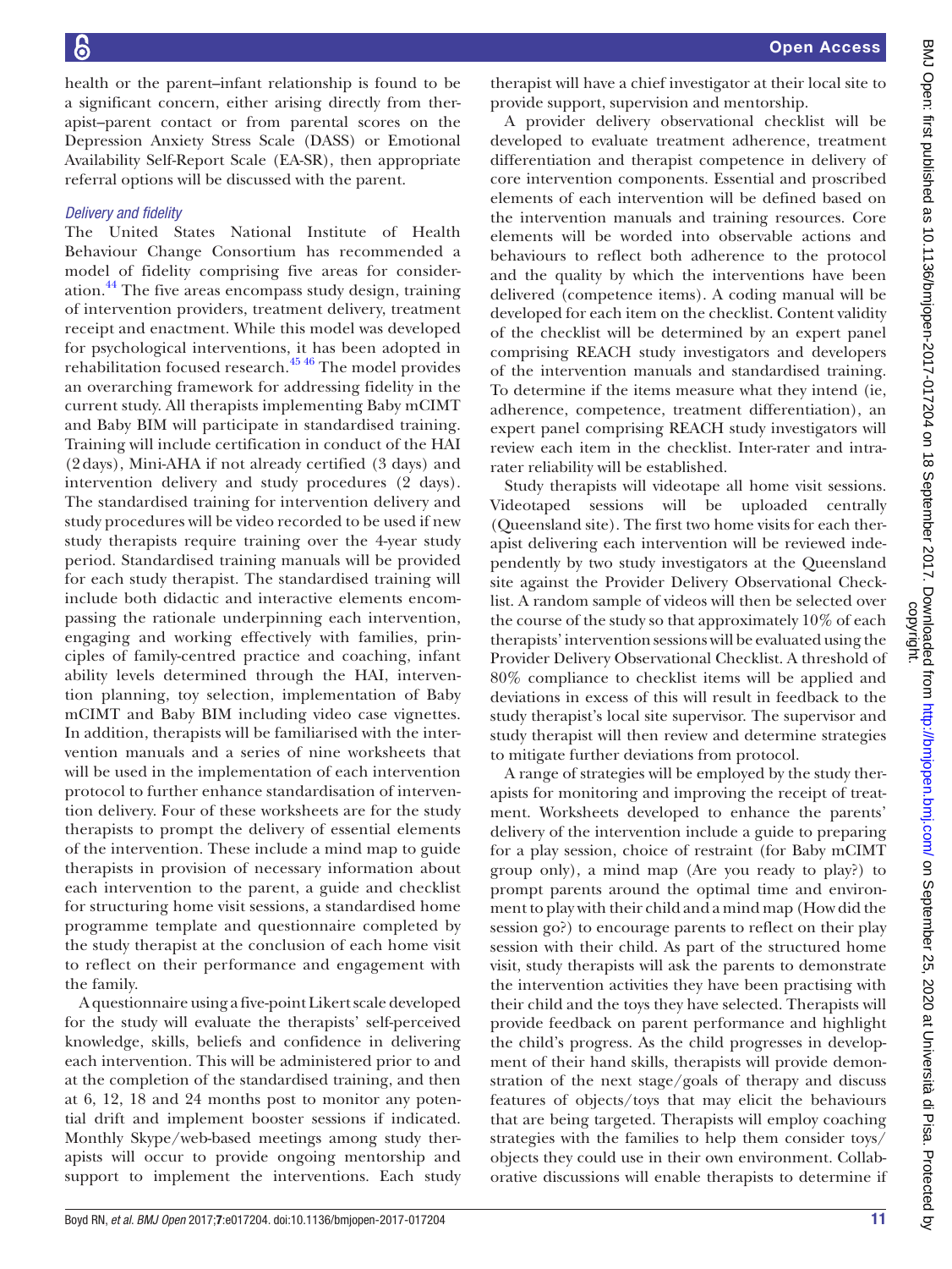health or the parent–infant relationship is found to be a significant concern, either arising directly from therapist–parent contact or from parental scores on the Depression Anxiety Stress Scale (DASS) or Emotional Availability Self-Report Scale (EA-SR), then appropriate referral options will be discussed with the parent.

### *Delivery and fidelity*

The United States National Institute of Health Behaviour Change Consortium has recommended a model of fidelity comprising five areas for consideration.[44] The five areas encompass study design, training of intervention providers, treatment delivery, treatment receipt and enactment. While this model was developed for psychological interventions, it has been adopted in rehabilitation focused research.[45 46] The model provides an overarching framework for addressing fidelity in the current study. All therapists implementing Baby mCIMT and Baby BIM will participate in standardised training. Training will include certification in conduct of the HAI (2 days), Mini-AHA if not already certified (3 days) and intervention delivery and study procedures (2 days). The standardised training for intervention delivery and study procedures will be video recorded to be used if new study therapists require training over the 4-year study period. Standardised training manuals will be provided for each study therapist. The standardised training will include both didactic and interactive elements encompassing the rationale underpinning each intervention, engaging and working effectively with families, principles of family-centred practice and coaching, infant ability levels determined through the HAI, intervention planning, toy selection, implementation of Baby mCIMT and Baby BIM including video case vignettes. In addition, therapists will be familiarised with the intervention manuals and a series of nine worksheets that will be used in the implementation of each intervention protocol to further enhance standardisation of intervention delivery. Four of these worksheets are for the study therapists to prompt the delivery of essential elements of the intervention. These include a mind map to guide therapists in provision of necessary information about each intervention to the parent, a guide and checklist for structuring home visit sessions, a standardised home programme template and questionnaire completed by the study therapist at the conclusion of each home visit to reflect on their performance and engagement with the family.

A questionnaire using a five-point Likert scale developed for the study will evaluate the therapists' self-perceived knowledge, skills, beliefs and confidence in delivering each intervention. This will be administered prior to and at the completion of the standardised training, and then at 6, 12, 18 and 24 months post to monitor any potential drift and implement booster sessions if indicated. Monthly Skype/web-based meetings among study therapists will occur to provide ongoing mentorship and support to implement the interventions. Each study therapist will have a chief investigator at their local site to provide support, supervision and mentorship.

A provider delivery observational checklist will be developed to evaluate treatment adherence, treatment differentiation and therapist competence in delivery of core intervention components. Essential and proscribed elements of each intervention will be defined based on the intervention manuals and training resources. Core elements will be worded into observable actions and behaviours to reflect both adherence to the protocol and the quality by which the interventions have been delivered (competence items). A coding manual will be developed for each item on the checklist. Content validity of the checklist will be determined by an expert panel comprising REACH study investigators and developers of the intervention manuals and standardised training. To determine if the items measure what they intend (ie, adherence, competence, treatment differentiation), an expert panel comprising REACH study investigators will review each item in the checklist. Inter-rater and intra-rater reliability will be established.

Study therapists will videotape all home visit sessions. Videotaped sessions will be uploaded centrally (Queensland site). The first two home visits for each therapist delivering each intervention will be reviewed independently by two study investigators at the Queensland site against the Provider Delivery Observational Checklist. A random sample of videos will then be selected over the course of the study so that approximately 10% of each therapists' intervention sessions will be evaluated using the Provider Delivery Observational Checklist. A threshold of 80% compliance to checklist items will be applied and deviations in excess of this will result in feedback to the study therapist's local site supervisor. The supervisor and study therapist will then review and determine strategies to mitigate further deviations from protocol.

A range of strategies will be employed by the study therapists for monitoring and improving the receipt of treatment. Worksheets developed to enhance the parents' delivery of the intervention include a guide to preparing for a play session, choice of restraint (for Baby mCIMT group only), a mind map (Are you ready to play?) to prompt parents around the optimal time and environment to play with their child and a mind map (How did the session go?) to encourage parents to reflect on their play session with their child. As part of the structured home visit, study therapists will ask the parents to demonstrate the intervention activities they have been practising with their child and the toys they have selected. Therapists will provide feedback on parent performance and highlight the child's progress. As the child progresses in development of their hand skills, therapists will provide demonstration of the next stage/goals of therapy and discuss features of objects/toys that may elicit the behaviours that are being targeted. Therapists will employ coaching strategies with the families to help them consider toys/objects they could use in their own environment. Collaborative discussions will enable therapists to determine if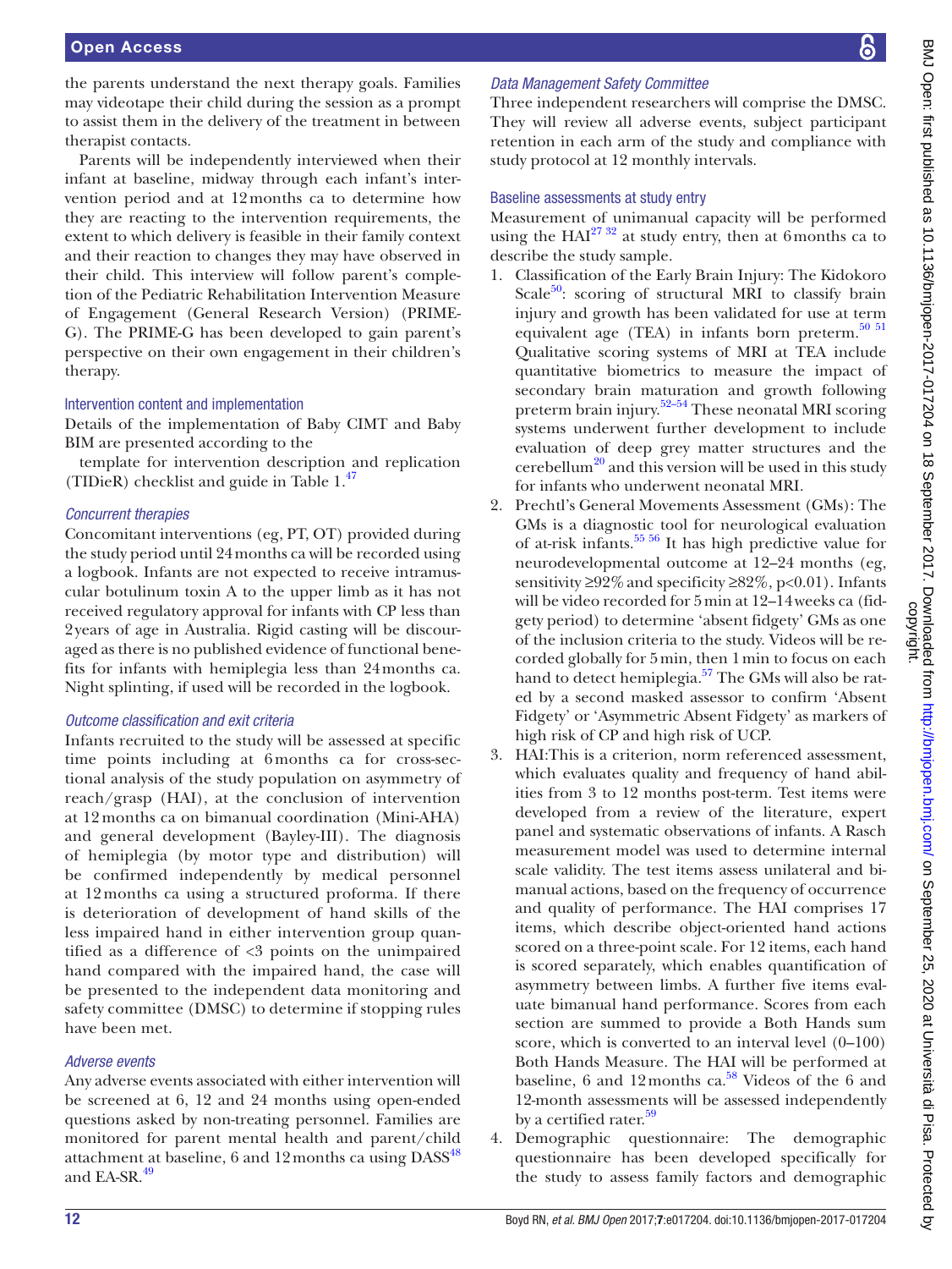the parents understand the next therapy goals. Families may videotape their child during the session as a prompt to assist them in the delivery of the treatment in between therapist contacts.

Parents will be independently interviewed when their infant at baseline, midway through each infant's intervention period and at 12 months ca to determine how they are reacting to the intervention requirements, the extent to which delivery is feasible in their family context and their reaction to changes they may have observed in their child. This interview will follow parent's completion of the Pediatric Rehabilitation Intervention Measure of Engagement (General Research Version) (PRIME-G). The PRIME-G has been developed to gain parent's perspective on their own engagement in their children's therapy.

### Intervention content and implementation

Details of the implementation of Baby CIMT and Baby BIM are presented according to the

template for intervention description and replication (TIDieR) checklist and guide in Table 1.[47]

#### *Concurrent therapies*

Concomitant interventions (eg, PT, OT) provided during the study period until 24 months ca will be recorded using a logbook. Infants are not expected to receive intramuscular botulinum toxin A to the upper limb as it has not received regulatory approval for infants with CP less than 2 years of age in Australia. Rigid casting will be discouraged as there is no published evidence of functional benefits for infants with hemiplegia less than 24 months ca. Night splinting, if used will be recorded in the logbook.

#### *Outcome classification and exit criteria*

Infants recruited to the study will be assessed at specific time points including at 6 months ca for cross-sectional analysis of the study population on asymmetry of reach/grasp (HAI), at the conclusion of intervention at 12 months ca on bimanual coordination (Mini-AHA) and general development (Bayley-III). The diagnosis of hemiplegia (by motor type and distribution) will be confirmed independently by medical personnel at 12 months ca using a structured proforma. If there is deterioration of development of hand skills of the less impaired hand in either intervention group quantified as a difference of <3 points on the unimpaired hand compared with the impaired hand, the case will be presented to the independent data monitoring and safety committee (DMSC) to determine if stopping rules have been met.

#### *Adverse events*

Any adverse events associated with either intervention will be screened at 6, 12 and 24 months using open-ended questions asked by non-treating personnel. Families are monitored for parent mental health and parent/child attachment at baseline, 6 and 12 months ca using DASS[48] and EA-SR.[49]

#### *Data Management Safety Committee*

Three independent researchers will comprise the DMSC. They will review all adverse events, subject participant retention in each arm of the study and compliance with study protocol at 12 monthly intervals.

### Baseline assessments at study entry

Measurement of unimanual capacity will be performed using the HAI[27,32] at study entry, then at 6 months ca to describe the study sample.

1. Classification of the Early Brain Injury: The Kidokoro Scale[50]: scoring of structural MRI to classify brain injury and growth has been validated for use at term equivalent age (TEA) in infants born preterm.[50,51] Qualitative scoring systems of MRI at TEA include quantitative biometrics to measure the impact of secondary brain maturation and growth following preterm brain injury.[52–54] These neonatal MRI scoring systems underwent further development to include evaluation of deep grey matter structures and the cerebellum[20] and this version will be used in this study for infants who underwent neonatal MRI.
2. Prechtl's General Movements Assessment (GMs): The GMs is a diagnostic tool for neurological evaluation of at-risk infants.[55,56] It has high predictive value for neurodevelopmental outcome at 12–24 months (eg, sensitivity ≥92% and specificity ≥82%, p<0.01). Infants will be video recorded for 5 min at 12–14 weeks ca (fidgety period) to determine 'absent fidgety' GMs as one of the inclusion criteria to the study. Videos will be recorded globally for 5 min, then 1 min to focus on each hand to detect hemiplegia.[57] The GMs will also be rated by a second masked assessor to confirm 'Absent Fidgety' or 'Asymmetric Absent Fidgety' as markers of high risk of CP and high risk of UCP.
3. HAI:This is a criterion, norm referenced assessment, which evaluates quality and frequency of hand abilities from 3 to 12 months post-term. Test items were developed from a review of the literature, expert panel and systematic observations of infants. A Rasch measurement model was used to determine internal scale validity. The test items assess unilateral and bimanual actions, based on the frequency of occurrence and quality of performance. The HAI comprises 17 items, which describe object-oriented hand actions scored on a three-point scale. For 12 items, each hand is scored separately, which enables quantification of asymmetry between limbs. A further five items evaluate bimanual hand performance. Scores from each section are summed to provide a Both Hands sum score, which is converted to an interval level (0–100) Both Hands Measure. The HAI will be performed at baseline, 6 and 12 months ca.[58] Videos of the 6 and 12-month assessments will be assessed independently by a certified rater.[59]
4. Demographic questionnaire: The demographic questionnaire has been developed specifically for the study to assess family factors and demographic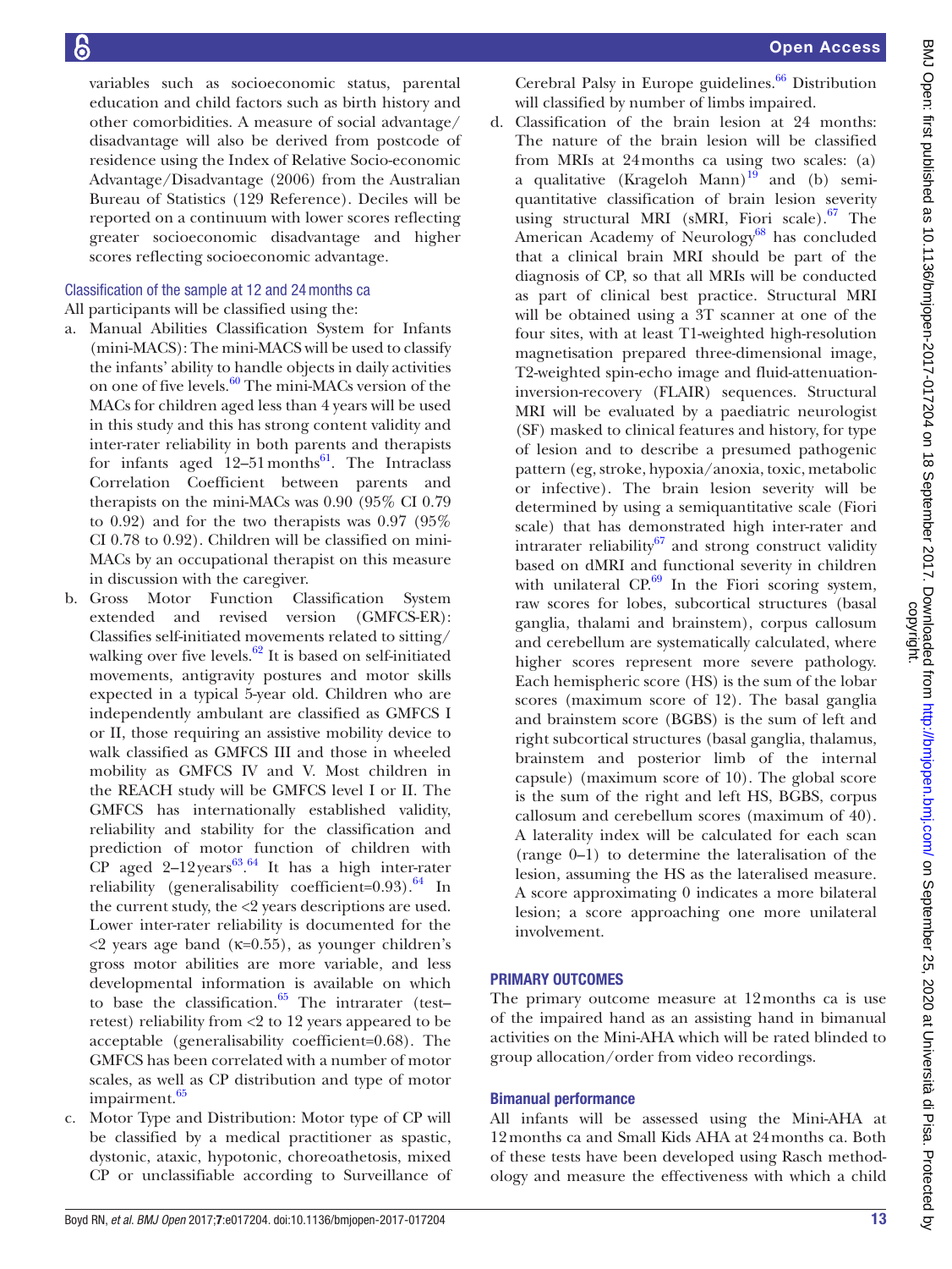variables such as socioeconomic status, parental education and child factors such as birth history and other comorbidities. A measure of social advantage/disadvantage will also be derived from postcode of residence using the Index of Relative Socio-economic Advantage/Disadvantage (2006) from the Australian Bureau of Statistics (129 Reference). Deciles will be reported on a continuum with lower scores reflecting greater socioeconomic disadvantage and higher scores reflecting socioeconomic advantage.

### Classification of the sample at 12 and 24 months ca

All participants will be classified using the:

a. Manual Abilities Classification System for Infants (mini-MACS): The mini-MACS will be used to classify the infants' ability to handle objects in daily activities on one of five levels.[60] The mini-MACs version of the MACs for children aged less than 4 years will be used in this study and this has strong content validity and inter-rater reliability in both parents and therapists for infants aged 12–51 months[61]. The Intraclass Correlation Coefficient between parents and therapists on the mini-MACs was 0.90 (95% CI 0.79 to 0.92) and for the two therapists was 0.97 (95% CI 0.78 to 0.92). Children will be classified on mini-MACs by an occupational therapist on this measure in discussion with the caregiver.
b. Gross Motor Function Classification System extended and revised version (GMFCS-ER): Classifies self-initiated movements related to sitting/walking over five levels.[62] It is based on self-initiated movements, antigravity postures and motor skills expected in a typical 5-year old. Children who are independently ambulant are classified as GMFCS I or II, those requiring an assistive mobility device to walk classified as GMFCS III and those in wheeled mobility as GMFCS IV and V. Most children in the REACH study will be GMFCS level I or II. The GMFCS has internationally established validity, reliability and stability for the classification and prediction of motor function of children with CP aged 2–12 years[63,64] It has a high inter-rater reliability (generalisability coefficient=0.93).[64] In the current study, the <2 years descriptions are used. Lower inter-rater reliability is documented for the <2 years age band (κ=0.55), as younger children's gross motor abilities are more variable, and less developmental information is available on which to base the classification.[65] The intrarater (test–retest) reliability from <2 to 12 years appeared to be acceptable (generalisability coefficient=0.68). The GMFCS has been correlated with a number of motor scales, as well as CP distribution and type of motor impairment.[65]
c. Motor Type and Distribution: Motor type of CP will be classified by a medical practitioner as spastic, dystonic, ataxic, hypotonic, choreoathetosis, mixed CP or unclassifiable according to Surveillance of Cerebral Palsy in Europe guidelines.[66] Distribution will classified by number of limbs impaired.
d. Classification of the brain lesion at 24 months: The nature of the brain lesion will be classified from MRIs at 24 months ca using two scales: (a) a qualitative (Krageloh Mann)[19] and (b) semi-quantitative classification of brain lesion severity using structural MRI (sMRI, Fiori scale).[67] The American Academy of Neurology[68] has concluded that a clinical brain MRI should be part of the diagnosis of CP, so that all MRIs will be conducted as part of clinical best practice. Structural MRI will be obtained using a 3T scanner at one of the four sites, with at least T1-weighted high-resolution magnetisation prepared three-dimensional image, T2-weighted spin-echo image and fluid-attenuation-inversion-recovery (FLAIR) sequences. Structural MRI will be evaluated by a paediatric neurologist (SF) masked to clinical features and history, for type of lesion and to describe a presumed pathogenic pattern (eg, stroke, hypoxia/anoxia, toxic, metabolic or infective). The brain lesion severity will be determined by using a semiquantitative scale (Fiori scale) that has demonstrated high inter-rater and intrarater reliability[67] and strong construct validity based on dMRI and functional severity in children with unilateral CP.[69] In the Fiori scoring system, raw scores for lobes, subcortical structures (basal ganglia, thalami and brainstem), corpus callosum and cerebellum are systematically calculated, where higher scores represent more severe pathology. Each hemispheric score (HS) is the sum of the lobar scores (maximum score of 12). The basal ganglia and brainstem score (BGBS) is the sum of left and right subcortical structures (basal ganglia, thalamus, brainstem and posterior limb of the internal capsule) (maximum score of 10). The global score is the sum of the right and left HS, BGBS, corpus callosum and cerebellum scores (maximum of 40). A laterality index will be calculated for each scan (range 0–1) to determine the lateralisation of the lesion, assuming the HS as the lateralised measure. A score approximating 0 indicates a more bilateral lesion; a score approaching one more unilateral involvement.

## PRIMARY OUTCOMES

The primary outcome measure at 12 months ca is use of the impaired hand as an assisting hand in bimanual activities on the Mini-AHA which will be rated blinded to group allocation/order from video recordings.

### Bimanual performance

All infants will be assessed using the Mini-AHA at 12 months ca and Small Kids AHA at 24 months ca. Both of these tests have been developed using Rasch methodology and measure the effectiveness with which a child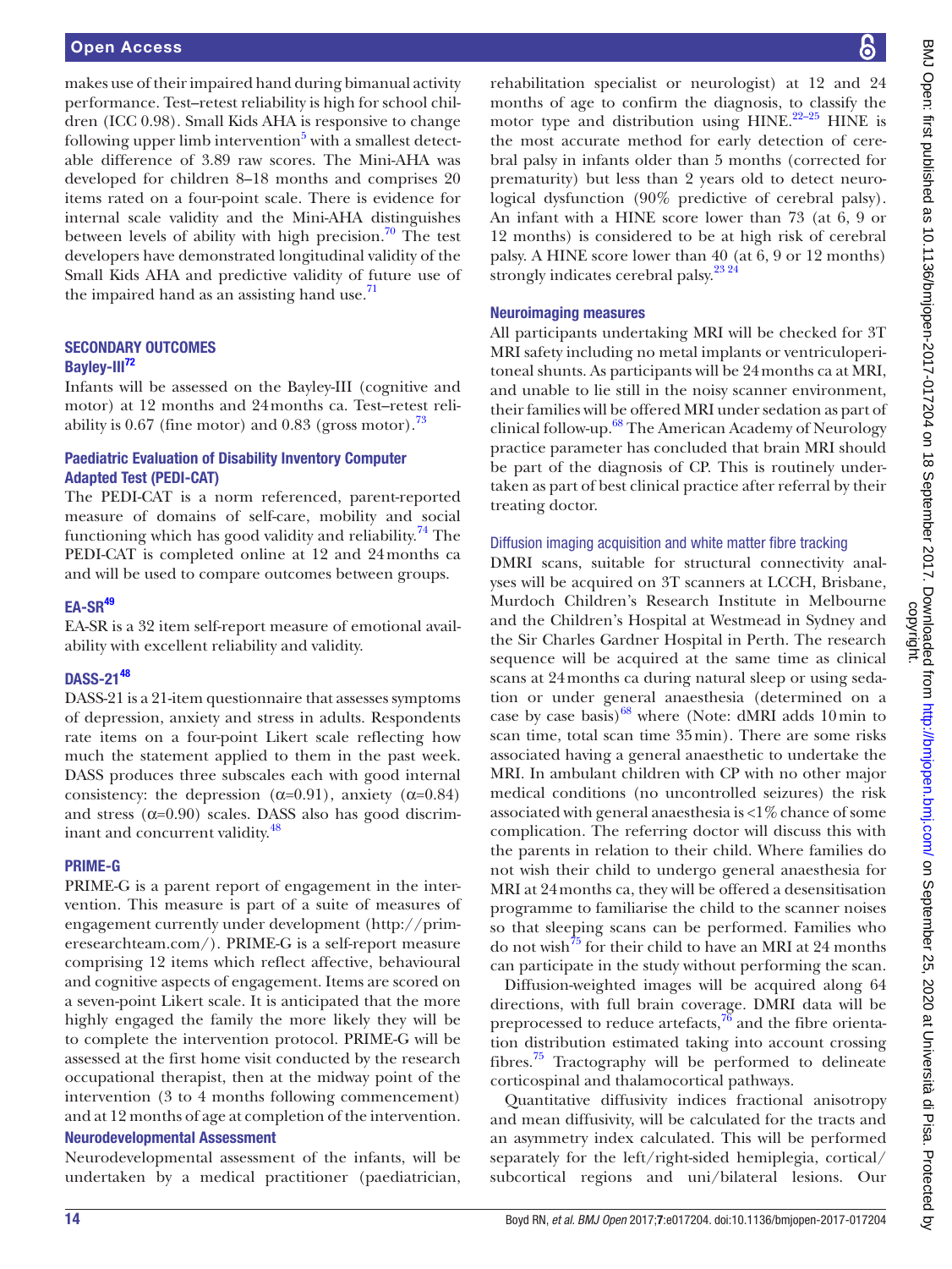makes use of their impaired hand during bimanual activity performance. Test–retest reliability is high for school children (ICC 0.98). Small Kids AHA is responsive to change following upper limb intervention[5] with a smallest detectable difference of 3.89 raw scores. The Mini-AHA was developed for children 8–18 months and comprises 20 items rated on a four-point scale. There is evidence for internal scale validity and the Mini-AHA distinguishes between levels of ability with high precision.[70] The test developers have demonstrated longitudinal validity of the Small Kids AHA and predictive validity of future use of the impaired hand as an assisting hand use.[71]

## SECONDARY OUTCOMES

### Bayley-III[72]

Infants will be assessed on the Bayley-III (cognitive and motor) at 12 months and 24 months ca. Test–retest reliability is 0.67 (fine motor) and 0.83 (gross motor).[73]

### Paediatric Evaluation of Disability Inventory Computer Adapted Test (PEDI-CAT)

The PEDI-CAT is a norm referenced, parent-reported measure of domains of self-care, mobility and social functioning which has good validity and reliability.[74] The PEDI-CAT is completed online at 12 and 24 months ca and will be used to compare outcomes between groups.

### EA-SR[49]

EA-SR is a 32 item self-report measure of emotional availability with excellent reliability and validity.

### DASS-21[48]

DASS-21 is a 21-item questionnaire that assesses symptoms of depression, anxiety and stress in adults. Respondents rate items on a four-point Likert scale reflecting how much the statement applied to them in the past week. DASS produces three subscales each with good internal consistency: the depression (α=0.91), anxiety (α=0.84) and stress (α=0.90) scales. DASS also has good discriminant and concurrent validity.[48]

### PRIME-G

PRIME-G is a parent report of engagement in the intervention. This measure is part of a suite of measures of engagement currently under development (http://primeresearchteam.com/). PRIME-G is a self-report measure comprising 12 items which reflect affective, behavioural and cognitive aspects of engagement. Items are scored on a seven-point Likert scale. It is anticipated that the more highly engaged the family the more likely they will be to complete the intervention protocol. PRIME-G will be assessed at the first home visit conducted by the research occupational therapist, then at the midway point of the intervention (3 to 4 months following commencement) and at 12 months of age at completion of the intervention.

### Neurodevelopmental Assessment

Neurodevelopmental assessment of the infants, will be undertaken by a medical practitioner (paediatrician, rehabilitation specialist or neurologist) at 12 and 24 months of age to confirm the diagnosis, to classify the motor type and distribution using HINE.[22–25] HINE is the most accurate method for early detection of cerebral palsy in infants older than 5 months (corrected for prematurity) but less than 2 years old to detect neurological dysfunction (90% predictive of cerebral palsy). An infant with a HINE score lower than 73 (at 6, 9 or 12 months) is considered to be at high risk of cerebral palsy. A HINE score lower than 40 (at 6, 9 or 12 months) strongly indicates cerebral palsy.[23 24]

### Neuroimaging measures

All participants undertaking MRI will be checked for 3T MRI safety including no metal implants or ventriculoperitoneal shunts. As participants will be 24 months ca at MRI, and unable to lie still in the noisy scanner environment, their families will be offered MRI under sedation as part of clinical follow-up.[68] The American Academy of Neurology practice parameter has concluded that brain MRI should be part of the diagnosis of CP. This is routinely undertaken as part of best clinical practice after referral by their treating doctor.

#### Diffusion imaging acquisition and white matter fibre tracking

DMRI scans, suitable for structural connectivity analyses will be acquired on 3T scanners at LCCH, Brisbane, Murdoch Children's Research Institute in Melbourne and the Children's Hospital at Westmead in Sydney and the Sir Charles Gardner Hospital in Perth. The research sequence will be acquired at the same time as clinical scans at 24 months ca during natural sleep or using sedation or under general anaesthesia (determined on a case by case basis)[68] where (Note: dMRI adds 10 min to scan time, total scan time 35 min). There are some risks associated having a general anaesthetic to undertake the MRI. In ambulant children with CP with no other major medical conditions (no uncontrolled seizures) the risk associated with general anaesthesia is <1% chance of some complication. The referring doctor will discuss this with the parents in relation to their child. Where families do not wish their child to undergo general anaesthesia for MRI at 24 months ca, they will be offered a desensitisation programme to familiarise the child to the scanner noises so that sleeping scans can be performed. Families who do not wish[75] for their child to have an MRI at 24 months can participate in the study without performing the scan.

Diffusion-weighted images will be acquired along 64 directions, with full brain coverage. DMRI data will be preprocessed to reduce artefacts,[76] and the fibre orientation distribution estimated taking into account crossing fibres.[75] Tractography will be performed to delineate corticospinal and thalamocortical pathways.

Quantitative diffusivity indices fractional anisotropy and mean diffusivity, will be calculated for the tracts and an asymmetry index calculated. This will be performed separately for the left/right-sided hemiplegia, cortical/subcortical regions and uni/bilateral lesions. Our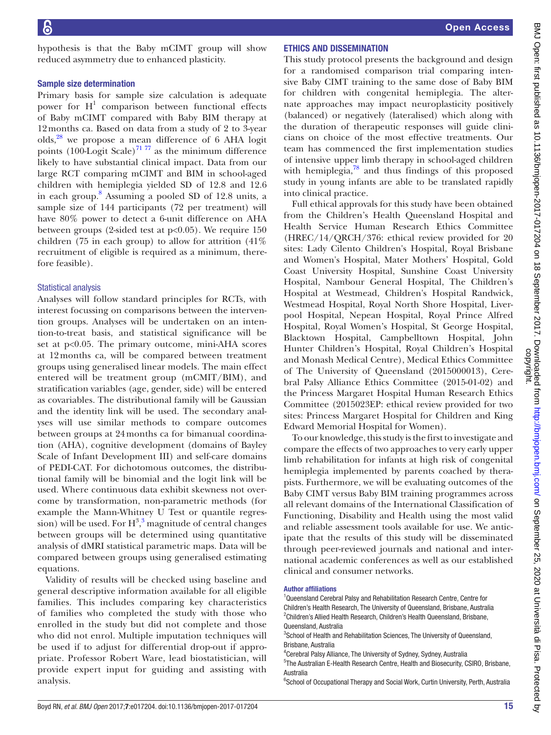hypothesis is that the Baby mCIMT group will show reduced asymmetry due to enhanced plasticity.

### Sample size determination

Primary basis for sample size calculation is adequate power for $H^1$ comparison between functional effects of Baby mCIMT compared with Baby BIM therapy at 12 months ca. Based on data from a study of 2 to 3-year olds,[28] we propose a mean difference of 6 AHA logit points (100-Logit Scale)[71 77] as the minimum difference likely to have substantial clinical impact. Data from our large RCT comparing mCIMT and BIM in school-aged children with hemiplegia yielded SD of 12.8 and 12.6 in each group.[8] Assuming a pooled SD of 12.8 units, a sample size of 144 participants (72 per treatment) will have 80% power to detect a 6-unit difference on AHA between groups (2-sided test at $p<0.05$). We require 150 children (75 in each group) to allow for attrition (41% recruitment of eligible is required as a minimum, therefore feasible).

### Statistical analysis

Analyses will follow standard principles for RCTs, with interest focussing on comparisons between the intervention groups. Analyses will be undertaken on an intention-to-treat basis, and statistical significance will be set at $p<0.05$. The primary outcome, mini-AHA scores at 12 months ca, will be compared between treatment groups using generalised linear models. The main effect entered will be treatment group (mCMIT/BIM), and stratification variables (age, gender, side) will be entered as covariables. The distributional family will be Gaussian and the identity link will be used. The secondary analyses will use similar methods to compare outcomes between groups at 24 months ca for bimanual coordination (AHA), cognitive development (domains of Bayley Scale of Infant Development III) and self-care domains of PEDI-CAT. For dichotomous outcomes, the distributional family will be binomial and the logit link will be used. Where continuous data exhibit skewness not overcome by transformation, non-parametric methods (for example the Mann-Whitney U Test or quantile regression) will be used. For $H^3$,[3] magnitude of central changes between groups will be determined using quantitative analysis of dMRI statistical parametric maps. Data will be compared between groups using generalised estimating equations.

Validity of results will be checked using baseline and general descriptive information available for all eligible families. This includes comparing key characteristics of families who completed the study with those who enrolled in the study but did not complete and those who did not enrol. Multiple imputation techniques will be used if to adjust for differential drop-out if appropriate. Professor Robert Ware, lead biostatistician, will provide expert input for guiding and assisting with analysis.

## ETHICS AND DISSEMINATION

This study protocol presents the background and design for a randomised comparison trial comparing intensive Baby CIMT training to the same dose of Baby BIM for children with congenital hemiplegia. The alternate approaches may impact neuroplasticity positively (balanced) or negatively (lateralised) which along with the duration of therapeutic responses will guide clinicians on choice of the most effective treatments. Our team has commenced the first implementation studies of intensive upper limb therapy in school-aged children with hemiplegia,[78] and thus findings of this proposed study in young infants are able to be translated rapidly into clinical practice.

Full ethical approvals for this study have been obtained from the Children's Health Queensland Hospital and Health Service Human Research Ethics Committee (HREC/14/QRCH/376: ethical review provided for 20 sites: Lady Cilento Children's Hospital, Royal Brisbane and Women's Hospital, Mater Mothers' Hospital, Gold Coast University Hospital, Sunshine Coast University Hospital, Nambour General Hospital, The Children's Hospital at Westmead, Children's Hospital Randwick, Westmead Hospital, Royal North Shore Hospital, Liverpool Hospital, Nepean Hospital, Royal Prince Alfred Hospital, Royal Women's Hospital, St George Hospital, Blacktown Hospital, Campbelltown Hospital, John Hunter Children's Hospital, Royal Children's Hospital and Monash Medical Centre), Medical Ethics Committee of The University of Queensland (2015000013), Cerebral Palsy Alliance Ethics Committee (2015-01-02) and the Princess Margaret Hospital Human Research Ethics Committee (2015023EP: ethical review provided for two sites: Princess Margaret Hospital for Children and King Edward Memorial Hospital for Women).

To our knowledge, this study is the first to investigate and compare the effects of two approaches to very early upper limb rehabilitation for infants at high risk of congenital hemiplegia implemented by parents coached by therapists. Furthermore, we will be evaluating outcomes of the Baby CIMT versus Baby BIM training programmes across all relevant domains of the International Classification of Functioning, Disability and Health using the most valid and reliable assessment tools available for use. We anticipate that the results of this study will be disseminated through peer-reviewed journals and national and international academic conferences as well as our established clinical and consumer networks.

#### Author affiliations

[1]Queensland Cerebral Palsy and Rehabilitation Research Centre, Centre for Children's Health Research, The University of Queensland, Brisbane, Australia
[2]Children's Allied Health Research, Children's Health Queensland, Brisbane, Queensland, Australia
[3]School of Health and Rehabilitation Sciences, The University of Queensland, Brisbane, Australia
[4]Cerebral Palsy Alliance, The University of Sydney, Sydney, Australia
[5]The Australian E-Health Research Centre, Health and Biosecurity, CSIRO, Brisbane, Australia
[6]School of Occupational Therapy and Social Work, Curtin University, Perth, Australia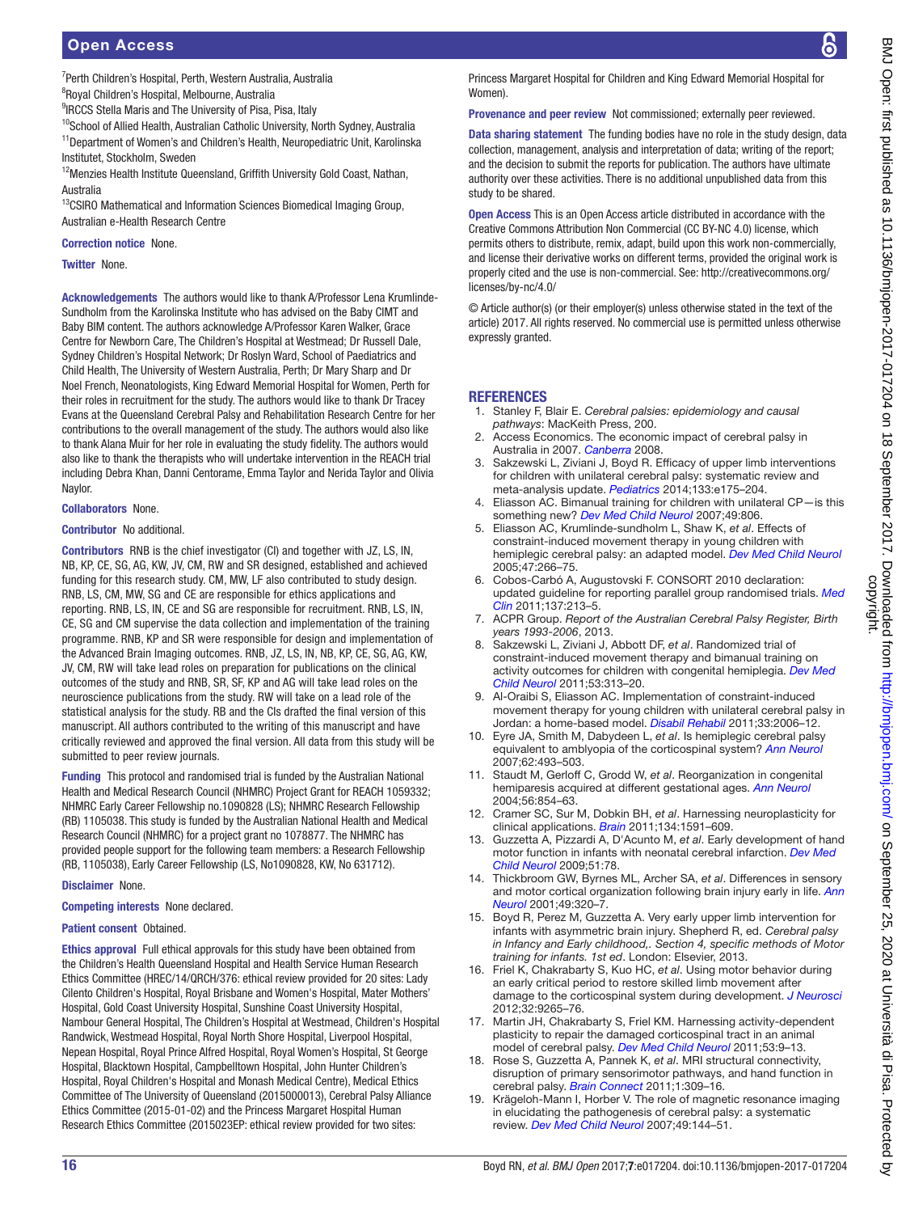[7]Perth Children's Hospital, Perth, Western Australia, Australia
[8]Royal Children's Hospital, Melbourne, Australia
[9]IRCCS Stella Maris and The University of Pisa, Pisa, Italy
[10]School of Allied Health, Australian Catholic University, North Sydney, Australia
[11]Department of Women's and Children's Health, Neuropediatric Unit, Karolinska Institutet, Stockholm, Sweden
[12]Menzies Health Institute Queensland, Griffith University Gold Coast, Nathan, Australia
[13]CSIRO Mathematical and Information Sciences Biomedical Imaging Group, Australian e-Health Research Centre

**Correction notice** None.

**Twitter** None.

**Acknowledgements** The authors would like to thank A/Professor Lena Krumlinde-Sundholm from the Karolinska Institute who has advised on the Baby CIMT and Baby BIM content. The authors acknowledge A/Professor Karen Walker, Grace Centre for Newborn Care, The Children's Hospital at Westmead; Dr Russell Dale, Sydney Children's Hospital Network; Dr Roslyn Ward, School of Paediatrics and Child Health, The University of Western Australia, Perth; Dr Mary Sharp and Dr Noel French, Neonatologists, King Edward Memorial Hospital for Women, Perth for their roles in recruitment for the study. The authors would like to thank Dr Tracey Evans at the Queensland Cerebral Palsy and Rehabilitation Research Centre for her contributions to the overall management of the study. The authors would also like to thank Alana Muir for her role in evaluating the study fidelity. The authors would also like to thank the therapists who will undertake intervention in the REACH trial including Debra Khan, Danni Centorame, Emma Taylor and Nerida Taylor and Olivia Naylor.

**Collaborators** None.

**Contributor** No additional.

**Contributors** RNB is the chief investigator (CI) and together with JZ, LS, IN, NB, KP, CE, SG, AG, KW, JV, CM, RW and SR designed, established and achieved funding for this research study. CM, MW, LF also contributed to study design. RNB, LS, CM, MW, SG and CE are responsible for ethics applications and reporting. RNB, LS, IN, CE and SG are responsible for recruitment. RNB, LS, IN, CE, SG and CM supervise the data collection and implementation of the training programme. RNB, KP and SR were responsible for design and implementation of the Advanced Brain Imaging outcomes. RNB, JZ, LS, IN, NB, KP, CE, SG, AG, KW, JV, CM, RW will take lead roles on preparation for publications on the clinical outcomes of the study and RNB, SR, SF, KP and AG will take lead roles on the neuroscience publications from the study. RW will take on a lead role of the statistical analysis for the study. RB and the CIs drafted the final version of this manuscript. All authors contributed to the writing of this manuscript and have critically reviewed and approved the final version. All data from this study will be submitted to peer review journals.

**Funding** This protocol and randomised trial is funded by the Australian National Health and Medical Research Council (NHMRC) Project Grant for REACH 1059332; NHMRC Early Career Fellowship no.1090828 (LS); NHMRC Research Fellowship (RB) 1105038. This study is funded by the Australian National Health and Medical Research Council (NHMRC) for a project grant no 1078877. The NHMRC has provided people support for the following team members: a Research Fellowship (RB, 1105038), Early Career Fellowship (LS, No1090828, KW, No 631712).

**Disclaimer** None.

**Competing interests** None declared.

**Patient consent** Obtained.

**Ethics approval** Full ethical approvals for this study have been obtained from the Children's Health Queensland Hospital and Health Service Human Research Ethics Committee (HREC/14/QRCH/376: ethical review provided for 20 sites: Lady Cilento Children's Hospital, Royal Brisbane and Women's Hospital, Mater Mothers' Hospital, Gold Coast University Hospital, Sunshine Coast University Hospital, Nambour General Hospital, The Children's Hospital at Westmead, Children's Hospital Randwick, Westmead Hospital, Royal North Shore Hospital, Liverpool Hospital, Nepean Hospital, Royal Prince Alfred Hospital, Royal Women's Hospital, St George Hospital, Blacktown Hospital, Campbelltown Hospital, John Hunter Children's Hospital, Royal Children's Hospital and Monash Medical Centre), Medical Ethics Committee of The University of Queensland (2015000013), Cerebral Palsy Alliance Ethics Committee (2015-01-02) and the Princess Margaret Hospital Human Research Ethics Committee (2015023EP: ethical review provided for two sites: Princess Margaret Hospital for Children and King Edward Memorial Hospital for Women).

**Provenance and peer review** Not commissioned; externally peer reviewed.

**Data sharing statement** The funding bodies have no role in the study design, data collection, management, analysis and interpretation of data; writing of the report; and the decision to submit the reports for publication. The authors have ultimate authority over these activities. There is no additional unpublished data from this study to be shared.

**Open Access** This is an Open Access article distributed in accordance with the Creative Commons Attribution Non Commercial (CC BY-NC 4.0) license, which permits others to distribute, remix, adapt, build upon this work non-commercially, and license their derivative works on different terms, provided the original work is properly cited and the use is non-commercial. See: http://creativecommons.org/licenses/by-nc/4.0/

© Article author(s) (or their employer(s) unless otherwise stated in the text of the article) 2017. All rights reserved. No commercial use is permitted unless otherwise expressly granted.

## REFERENCES

1. Stanley F, Blair E. *Cerebral palsies: epidemiology and causal pathways*: MacKeith Press, 200.
2. Access Economics. The economic impact of cerebral palsy in Australia in 2007. *Canberra* 2008.
3. Sakzewski L, Ziviani J, Boyd R. Efficacy of upper limb interventions for children with unilateral cerebral palsy: systematic review and meta-analysis update. *Pediatrics* 2014;133:e175–204.
4. Eliasson AC. Bimanual training for children with unilateral CP—is this something new? *Dev Med Child Neurol* 2007;49:806.
5. Eliasson AC, Krumlinde-sundholm L, Shaw K, *et al*. Effects of constraint-induced movement therapy in young children with hemiplegic cerebral palsy: an adapted model. *Dev Med Child Neurol* 2005;47:266–75.
6. Cobos-Carbó A, Augustovski F. CONSORT 2010 declaration: updated guideline for reporting parallel group randomised trials. *Med Clin* 2011;137:213–5.
7. ACPR Group. *Report of the Australian Cerebral Palsy Register, Birth years 1993-2006*, 2013.
8. Sakzewski L, Ziviani J, Abbott DF, *et al*. Randomized trial of constraint-induced movement therapy and bimanual training on activity outcomes for children with congenital hemiplegia. *Dev Med Child Neurol* 2011;53:313–20.
9. Al-Oraibi S, Eliasson AC. Implementation of constraint-induced movement therapy for young children with unilateral cerebral palsy in Jordan: a home-based model. *Disabil Rehabil* 2011;33:2006–12.
10. Eyre JA, Smith M, Dabydeen L, *et al*. Is hemiplegic cerebral palsy equivalent to amblyopia of the corticospinal system? *Ann Neurol* 2007;62:493–503.
11. Staudt M, Gerloff C, Grodd W, *et al*. Reorganization in congenital hemiparesis acquired at different gestational ages. *Ann Neurol* 2004;56:854–63.
12. Cramer SC, Sur M, Dobkin BH, *et al*. Harnessing neuroplasticity for clinical applications. *Brain* 2011;134:1591–609.
13. Guzzetta A, Pizzardi A, D'Acunto M, *et al*. Early development of hand motor function in infants with neonatal cerebral infarction. *Dev Med Child Neurol* 2009;51:78.
14. Thickbroom GW, Byrnes ML, Archer SA, *et al*. Differences in sensory and motor cortical organization following brain injury early in life. *Ann Neurol* 2001;49:320–7.
15. Boyd R, Perez M, Guzzetta A. Very early upper limb intervention for infants with asymmetric brain injury. Shepherd R, ed. *Cerebral palsy in Infancy and Early childhood,. Section 4, specific methods of Motor training for infants. 1st ed*. London: Elsevier, 2013.
16. Friel K, Chakrabarty S, Kuo HC, *et al*. Using motor behavior during an early critical period to restore skilled limb movement after damage to the corticospinal system during development. *J Neurosci* 2012;32:9265–76.
17. Martin JH, Chakrabarty S, Friel KM. Harnessing activity-dependent plasticity to repair the damaged corticospinal tract in an animal model of cerebral palsy. *Dev Med Child Neurol* 2011;53:9–13.
18. Rose S, Guzzetta A, Pannek K, *et al*. MRI structural connectivity, disruption of primary sensorimotor pathways, and hand function in cerebral palsy. *Brain Connect* 2011;1:309–16.
19. Krägeloh-Mann I, Horber V. The role of magnetic resonance imaging in elucidating the pathogenesis of cerebral palsy: a systematic review. *Dev Med Child Neurol* 2007;49:144–51.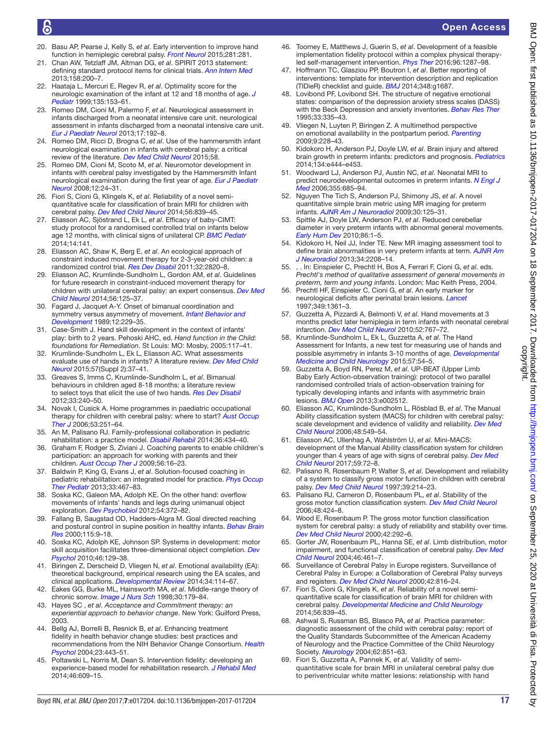20. Basu AP, Pearse J, Kelly S, *et al*. Early intervention to improve hand function in hemiplegic cerebral palsy. *Front Neurol* 2015;281:281.
21. Chan AW, Tetzlaff JM, Altman DG, *et al*. SPIRIT 2013 statement: defining standard protocol items for clinical trials. *Ann Intern Med* 2013;158:200–7.
22. Haataja L, Mercuri E, Regev R, *et al*. Optimality score for the neurologic examination of the infant at 12 and 18 months of age. *J Pediatr* 1999;135:153–61.
23. Romeo DM, Cioni M, Palermo F, *et al*. Neurological assessment in infants discharged from a neonatal intensive care unit. neurological assessment in infants discharged from a neonatal intensive care unit. *Eur J Paediatr Neurol* 2013;17:192–8.
24. Romeo DM, Ricci D, Brogna C, *et al*. Use of the hammersmith infant neurological examination in infants with cerebral palsy: a critical review of the literature. *Dev Med Child Neurol* 2015;58.
25. Romeo DM, Cioni M, Scoto M, *et al*. Neuromotor development in infants with cerebral palsy investigated by the Hammersmith Infant neurological examination during the first year of age. *Eur J Paediatr Neurol* 2008;12:24–31.
26. Fiori S, Cioni G, Klingels K, *et al*. Reliability of a novel semi-quantitative scale for classification of brain MRI for children with cerebral palsy. *Dev Med Child Neurol* 2014;56:839–45.
27. Eliasson AC, Sjöstrand L, Ek L, *et al*. Efficacy of baby-CIMT: study protocol for a randomised controlled trial on infants below age 12 months, with clinical signs of unilateral CP. *BMC Pediatr* 2014;14:141.
28. Eliasson AC, Shaw K, Berg E, *et al*. An ecological approach of constraint induced movement therapy for 2-3-year-old children: a randomized control trial. *Res Dev Disabil* 2011;32:2820–8.
29. Eliasson AC, Krumlinde-Sundholm L, Gordon AM, *et al*. Guidelines for future research in constraint-induced movement therapy for children with unilateral cerebral palsy: an expert consensus. *Dev Med Child Neurol* 2014;56:125–37.
30. Fagard J, Jacquet A-Y. Onset of bimanual coordination and symmetry versus asymmetry of movement. *Infant Behavior and Development* 1989;12:229–35.
31. Case-Smith J. Hand skill development in the context of infants' play: birth to 2 years. Pehoski AHC, ed. *Hand function in the Child: foundations for Remediation*. St Louis: MO: Mosby, 2005:117–41.
32. Krumlinde-Sundholm L, Ek L, Eliasson AC. What assessments evaluate use of hands in infants? A literature review. *Dev Med Child Neurol* 2015;57(Suppl 2):37–41.
33. Greaves S, Imms C, Krumlinde-Sundholm L, *et al*. Bimanual behaviours in children aged 8-18 months: a literature review to select toys that elicit the use of two hands. *Res Dev Disabil* 2012;33:240–50.
34. Novak I, Cusick A. Home programmes in paediatric occupational therapy for children with cerebral palsy: where to start? *Aust Occup Ther J* 2006;53:251–64.
35. An M, Palisano RJ. Family-professional collaboration in pediatric rehabilitation: a practice model. *Disabil Rehabil* 2014;36:434–40.
36. Graham F, Rodger S, Ziviani J. Coaching parents to enable children's participation: an approach for working with parents and their children. *Aust Occup Ther J* 2009;56:16–23.
37. Baldwin P, King G, Evans J, *et al*. Solution-focused coaching in pediatric rehabilitation: an integrated model for practice. *Phys Occup Ther Pediatr* 2013;33:467–83.
38. Soska KC, Galeon MA, Adolph KE. On the other hand: overflow movements of infants' hands and legs during unimanual object exploration. *Dev Psychobiol* 2012;54:372–82.
39. Fallang B, Saugstad OD, Hadders-Algra M. Goal directed reaching and postural control in supine position in healthy infants. *Behav Brain Res* 2000;115:9–18.
40. Soska KC, Adolph KE, Johnson SP. Systems in development: motor skill acquisition facilitates three-dimensional object completion. *Dev Psychol* 2010;46:129–38.
41. Biringen Z, Derscheid D, Vliegen N, *et al*. Emotional availability (EA): theoretical background, empirical research using the EA scales, and clinical applications. *Developmental Review* 2014;34:114–67.
42. Eakes GG, Burke ML, Hainsworth MA, *et al*. Middle-range theory of chronic sorrow. *Image J Nurs Sch* 1998;30:179–84.
43. Hayes SC , *et al*. *Acceptance and Commitment therapy: an experiential approach to behavior change*. New York: Guilford Press, 2003.
44. Bellg AJ, Borrelli B, Resnick B, *et al*. Enhancing treatment fidelity in health behavior change studies: best practices and recommendations from the NIH Behavior Change Consortium. *Health Psychol* 2004;23:443–51.
45. Poltawski L, Norris M, Dean S. Intervention fidelity: developing an experience-based model for rehabilitation research. *J Rehabil Med* 2014;46:609–15.
46. Toomey E, Matthews J, Guerin S, *et al*. Development of a feasible implementation fidelity protocol within a complex physical therapy-led self-management intervention. *Phys Ther* 2016;96:1287–98.
47. Hoffmann TC, Glasziou PP, Boutron I, *et al*. Better reporting of interventions: template for intervention description and replication (TIDieR) checklist and guide. *BMJ* 2014;348:g1687.
48. Lovibond PF, Lovibond SH. The structure of negative emotional states: comparison of the depression anxiety stress scales (DASS) with the Beck Depression and anxiety inventories. *Behav Res Ther* 1995;33:335–43.
49. Vliegen N, Luyten P, Biringen Z. A multimethod perspective on emotional availability in the postpartum period. *Parenting* 2009;9:228–43.
50. Kidokoro H, Anderson PJ, Doyle LW, *et al*. Brain injury and altered brain growth in preterm infants: predictors and prognosis. *Pediatrics* 2014;134:e444–e453.
51. Woodward LJ, Anderson PJ, Austin NC, *et al*. Neonatal MRI to predict neurodevelopmental outcomes in preterm infants. *N Engl J Med* 2006;355:685–94.
52. Nguyen The Tich S, Anderson PJ, Shimony JS, *et al*. A novel quantitative simple brain metric using MR imaging for preterm infants. *AJNR Am J Neuroradiol* 2009;30:125–31.
53. Spittle AJ, Doyle LW, Anderson PJ, *et al*. Reduced cerebellar diameter in very preterm infants with abnormal general movements. *Early Hum Dev* 2010;86:1–5.
54. Kidokoro H, Neil JJ, Inder TE. New MR imaging assessment tool to define brain abnormalities in very preterm infants at term. *AJNR Am J Neuroradiol* 2013;34:2208–14.
55. , . In: Einspieler C, Prechtl H, Bos A, Ferrari F, Cioni G, *et al*. eds. *Prechtl's method of qualitative assessment of general movements in preterm, term and young infants*. London: Mac Keith Press, 2004.
56. Prechtl HF, Einspieler C, Cioni G, *et al*. An early marker for neurological deficits after perinatal brain lesions. *Lancet* 1997;349:1361–3.
57. Guzzetta A, Pizzardi A, Belmonti V, *et al*. Hand movements at 3 months predict later hemiplegia in term infants with neonatal cerebral infarction. *Dev Med Child Neurol* 2010;52:767–72.
58. Krumlinde-Sundholm L, Ek L, Guzzetta A, *et al*. The Hand Assessment for Infants, a new test for measuring use of hands and possible asymmetry in infants 3-10 months of age. *Developmental Medicine and Child Neurology* 2015;57:54–5.
59. Guzzetta A, Boyd RN, Perez M, *et al*. UP-BEAT (Upper Limb Baby Early Action-observation training): protocol of two parallel randomised controlled trials of action-observation training for typically developing infants and infants with asymmetric brain lesions. *BMJ Open* 2013;3:e002512.
60. Eliasson AC, Krumlinde-Sundholm L, Rösblad B, *et al*. The Manual Ability classification system (MACS) for children with cerebral palsy: scale development and evidence of validity and reliability. *Dev Med Child Neurol* 2006;48:549–54.
61. Eliasson AC, Ullenhag A, Wahlström U, *et al*. Mini-MACS: development of the Manual Ability classification system for children younger than 4 years of age with signs of cerebral palsy. *Dev Med Child Neurol* 2017;59:72–8.
62. Palisano R, Rosenbaum P, Walter S, *et al*. Development and reliability of a system to classify gross motor function in children with cerebral palsy. *Dev Med Child Neurol* 1997;39:214–23.
63. Palisano RJ, Cameron D, Rosenbaum PL, *et al*. Stability of the gross motor function classification system. *Dev Med Child Neurol* 2006;48:424–8.
64. Wood E, Rosenbaum P. The gross motor function classification system for cerebral palsy: a study of reliability and stability over time. *Dev Med Child Neurol* 2000;42:292–6.
65. Gorter JW, Rosenbaum PL, Hanna SE, *et al*. Limb distribution, motor impairment, and functional classification of cerebral palsy. *Dev Med Child Neurol* 2004;46:461–7.
66. Surveillance of Cerebral Palsy in Europe registers. Surveillance of Cerebral Palsy in Europe: a Collaboration of Cerebral Palsy surveys and registers. *Dev Med Child Neurol* 2000;42:816–24.
67. Fiori S, Cioni G, Klingels K, *et al*. Reliability of a novel semi-quantitative scale for classification of brain MRI for children with cerebral palsy. *Developmental Medicine and Child Neurology* 2014;56:839–45.
68. Ashwal S, Russman BS, Blasco PA, *et al*. Practice parameter: diagnostic assessment of the child with cerebral palsy: report of the Quality Standards Subcommittee of the American Academy of Neurology and the Practice Committee of the Child Neurology Society. *Neurology* 2004;62:851–63.
69. Fiori S, Guzzetta A, Pannek K, *et al*. Validity of semi-quantitative scale for brain MRI in unilateral cerebral palsy due to periventricular white matter lesions: relationship with hand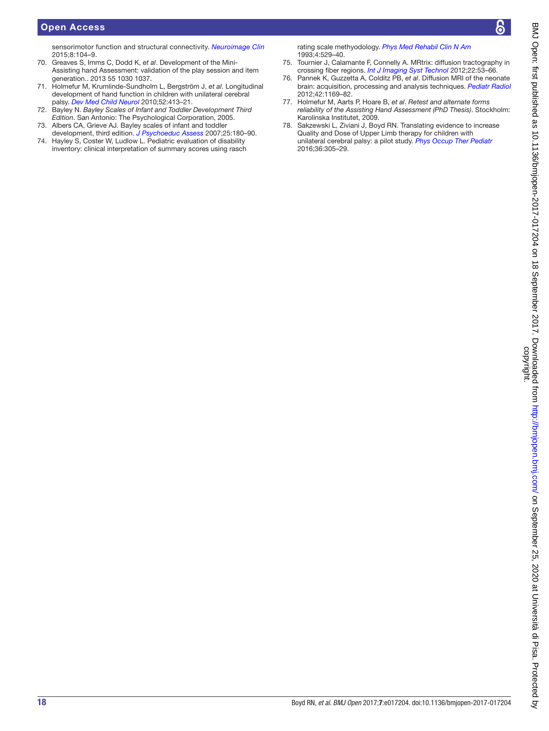sensorimotor function and structural connectivity. *Neuroimage Clin* 2015;8:104–9.

70. Greaves S, Imms C, Dodd K, *et al*. Development of the Mini-Assisting hand Assessment: validation of the play session and item generation.. 2013 55 1030 1037.
71. Holmefur M, Krumlinde-Sundholm L, Bergström J, *et al*. Longitudinal development of hand function in children with unilateral cerebral palsy. *Dev Med Child Neurol* 2010;52:413–21.
72. Bayley N. *Bayley Scales of Infant and Toddler Development Third Edition*. San Antonio: The Psychological Corporation, 2005.
73. Albers CA, Grieve AJ. Bayley scales of infant and toddler development, third edition. *J Psychoeduc Assess* 2007;25:180–90.
74. Hayley S, Coster W, Ludlow L. Pediatric evaluation of disability inventory: clinical interpretation of summary scores using rasch rating scale methyodology. *Phys Med Rehabil Clin N Am* 1993;4:529–40.
75. Tournier J, Calamante F, Connelly A. MRtrix: diffusion tractography in crossing fiber regions. *Int J Imaging Syst Technol* 2012;22:53–66.
76. Pannek K, Guzzetta A, Colditz PB, *et al*. Diffusion MRI of the neonate brain: acquisition, processing and analysis techniques. *Pediatr Radiol* 2012;42:1169–82.
77. Holmefur M, Aarts P, Hoare B, *et al*. *Retest and alternate forms reliability of the Assisting Hand Assessment (PhD Thesis)*. Stockholm: Karolinska Institutet, 2009.
78. Sakzewski L, Ziviani J, Boyd RN. Translating evidence to increase Quality and Dose of Upper Limb therapy for children with unilateral cerebral palsy: a pilot study. *Phys Occup Ther Pediatr* 2016;36:305–29.